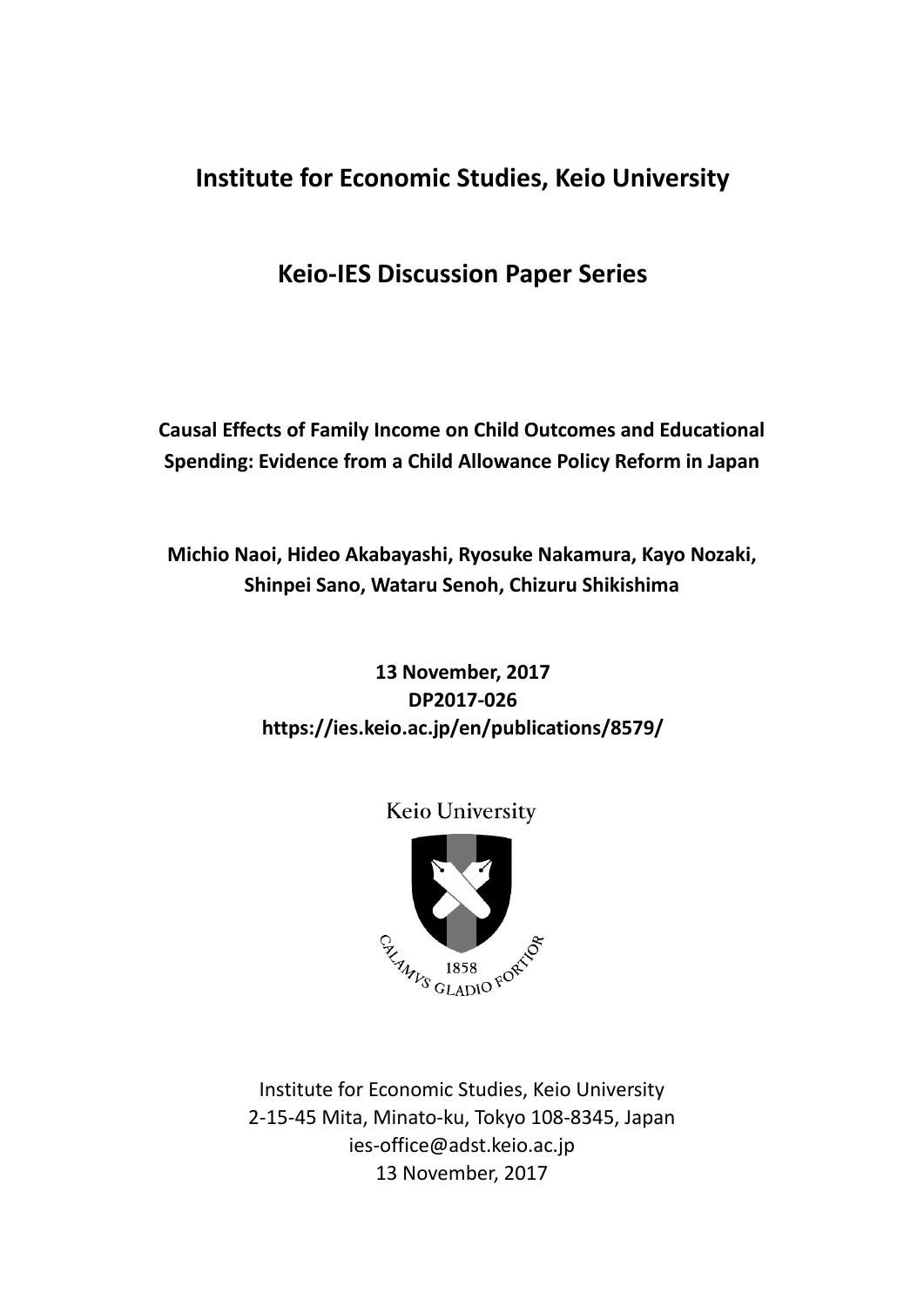# Institute for Economic Studies, Keio University

# Keio-IES Discussion Paper Series

**Causal Effects of Family Income on Child Outcomes and Educational Spending: Evidence from a Child Allowance Policy Reform in Japan**

**Michio Naoi, Hideo Akabayashi, Ryosuke Nakamura, Kayo Nozaki, Shinpei Sano, Wataru Senoh, Chizuru Shikishima**

**13 November, 2017**
**DP2017-026**
**https://ies.keio.ac.jp/en/publications/8579/**

Keio University

CALAMVS GLADIO FORTIOR
1858

Institute for Economic Studies, Keio University
2-15-45 Mita, Minato-ku, Tokyo 108-8345, Japan
ies-office@adst.keio.ac.jp
13 November, 2017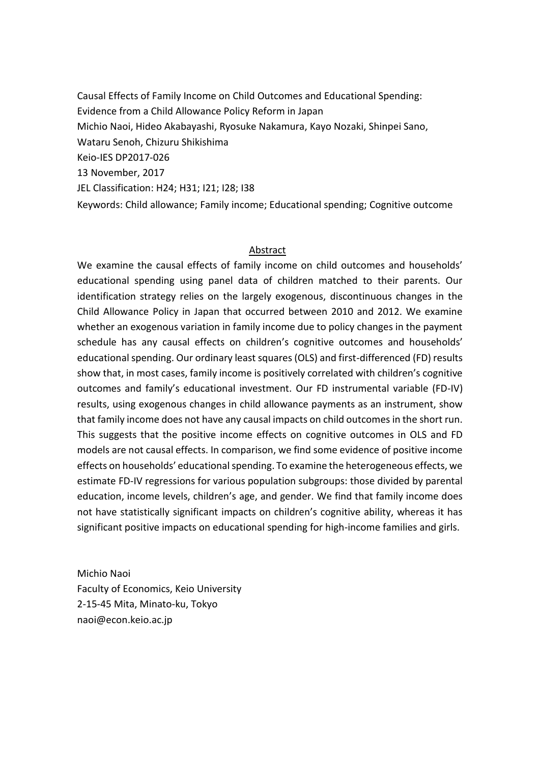Causal Effects of Family Income on Child Outcomes and Educational Spending: Evidence from a Child Allowance Policy Reform in Japan

Michio Naoi, Hideo Akabayashi, Ryosuke Nakamura, Kayo Nozaki, Shinpei Sano, Wataru Senoh, Chizuru Shikishima

Keio-IES DP2017-026

13 November, 2017

JEL Classification: H24; H31; I21; I28; I38

Keywords: Child allowance; Family income; Educational spending; Cognitive outcome

## Abstract

We examine the causal effects of family income on child outcomes and households' educational spending using panel data of children matched to their parents. Our identification strategy relies on the largely exogenous, discontinuous changes in the Child Allowance Policy in Japan that occurred between 2010 and 2012. We examine whether an exogenous variation in family income due to policy changes in the payment schedule has any causal effects on children's cognitive outcomes and households' educational spending. Our ordinary least squares (OLS) and first-differenced (FD) results show that, in most cases, family income is positively correlated with children's cognitive outcomes and family's educational investment. Our FD instrumental variable (FD-IV) results, using exogenous changes in child allowance payments as an instrument, show that family income does not have any causal impacts on child outcomes in the short run. This suggests that the positive income effects on cognitive outcomes in OLS and FD models are not causal effects. In comparison, we find some evidence of positive income effects on households' educational spending. To examine the heterogeneous effects, we estimate FD-IV regressions for various population subgroups: those divided by parental education, income levels, children's age, and gender. We find that family income does not have statistically significant impacts on children's cognitive ability, whereas it has significant positive impacts on educational spending for high-income families and girls.

Michio Naoi
Faculty of Economics, Keio University
2-15-45 Mita, Minato-ku, Tokyo
naoi@econ.keio.ac.jp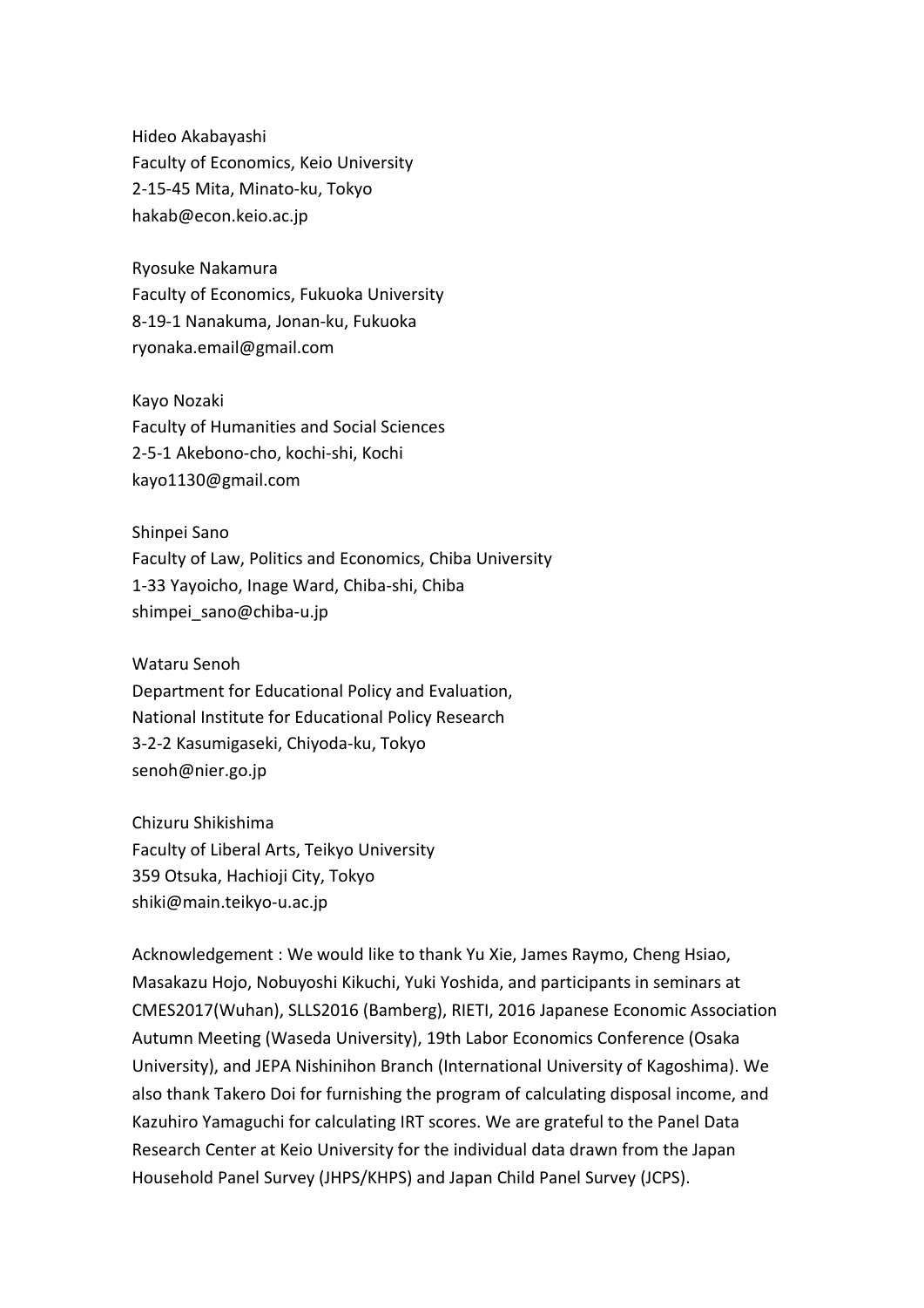Hideo Akabayashi
Faculty of Economics, Keio University
2-15-45 Mita, Minato-ku, Tokyo
hakab@econ.keio.ac.jp

Ryosuke Nakamura
Faculty of Economics, Fukuoka University
8-19-1 Nanakuma, Jonan-ku, Fukuoka
ryonaka.email@gmail.com

Kayo Nozaki
Faculty of Humanities and Social Sciences
2-5-1 Akebono-cho, kochi-shi, Kochi
kayo1130@gmail.com

Shinpei Sano
Faculty of Law, Politics and Economics, Chiba University
1-33 Yayoicho, Inage Ward, Chiba-shi, Chiba
shimpei_sano@chiba-u.jp

Wataru Senoh
Department for Educational Policy and Evaluation,
National Institute for Educational Policy Research
3-2-2 Kasumigaseki, Chiyoda-ku, Tokyo
senoh@nier.go.jp

Chizuru Shikishima
Faculty of Liberal Arts, Teikyo University
359 Otsuka, Hachioji City, Tokyo
shiki@main.teikyo-u.ac.jp

Acknowledgement : We would like to thank Yu Xie, James Raymo, Cheng Hsiao, Masakazu Hojo, Nobuyoshi Kikuchi, Yuki Yoshida, and participants in seminars at CMES2017(Wuhan), SLLS2016 (Bamberg), RIETI, 2016 Japanese Economic Association Autumn Meeting (Waseda University), 19th Labor Economics Conference (Osaka University), and JEPA Nishinihon Branch (International University of Kagoshima). We also thank Takero Doi for furnishing the program of calculating disposal income, and Kazuhiro Yamaguchi for calculating IRT scores. We are grateful to the Panel Data Research Center at Keio University for the individual data drawn from the Japan Household Panel Survey (JHPS/KHPS) and Japan Child Panel Survey (JCPS).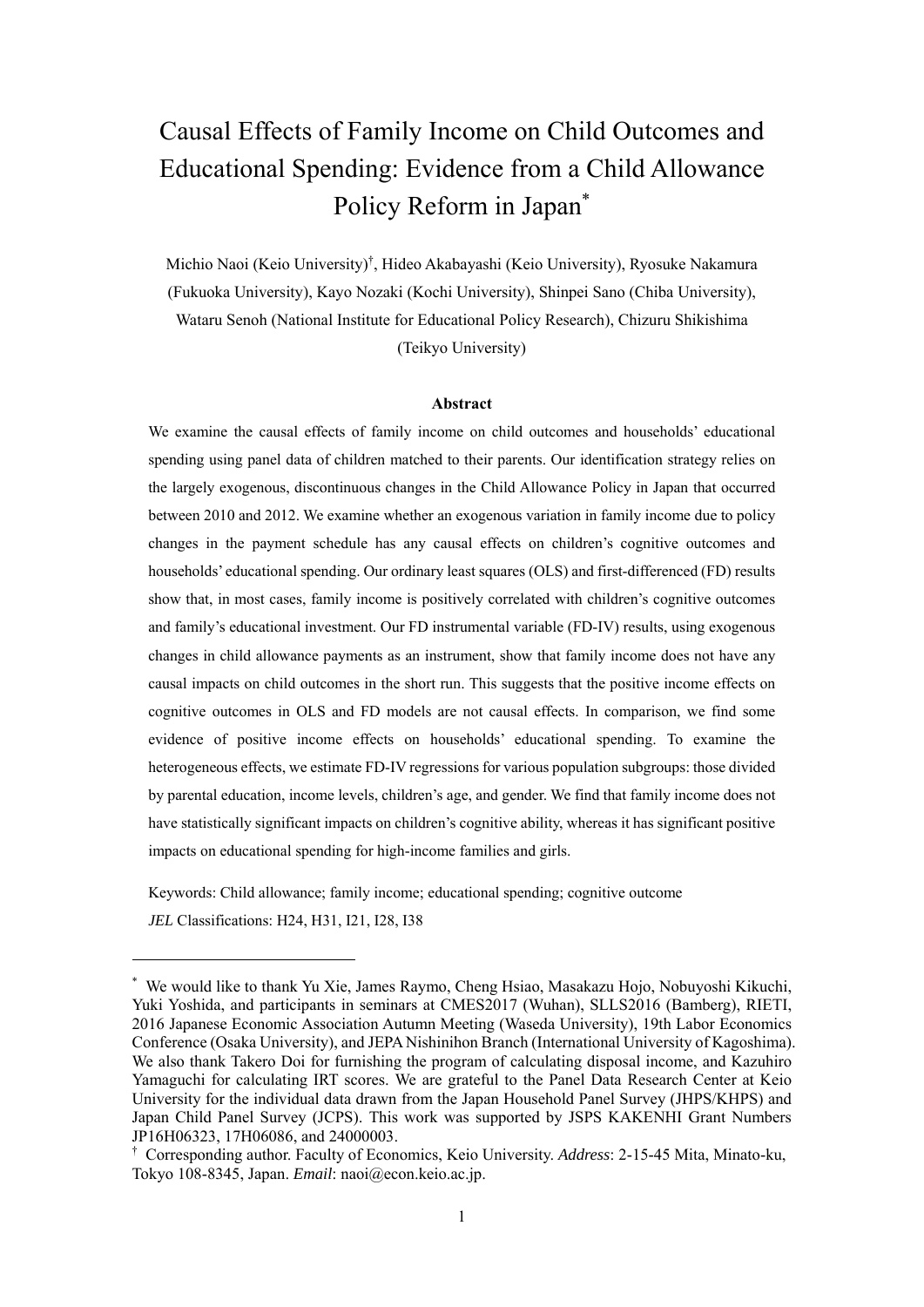# Causal Effects of Family Income on Child Outcomes and Educational Spending: Evidence from a Child Allowance Policy Reform in Japan*

Michio Naoi (Keio University)†, Hideo Akabayashi (Keio University), Ryosuke Nakamura (Fukuoka University), Kayo Nozaki (Kochi University), Shinpei Sano (Chiba University), Wataru Senoh (National Institute for Educational Policy Research), Chizuru Shikishima (Teikyo University)

### Abstract

We examine the causal effects of family income on child outcomes and households' educational spending using panel data of children matched to their parents. Our identification strategy relies on the largely exogenous, discontinuous changes in the Child Allowance Policy in Japan that occurred between 2010 and 2012. We examine whether an exogenous variation in family income due to policy changes in the payment schedule has any causal effects on children's cognitive outcomes and households' educational spending. Our ordinary least squares (OLS) and first-differenced (FD) results show that, in most cases, family income is positively correlated with children's cognitive outcomes and family's educational investment. Our FD instrumental variable (FD-IV) results, using exogenous changes in child allowance payments as an instrument, show that family income does not have any causal impacts on child outcomes in the short run. This suggests that the positive income effects on cognitive outcomes in OLS and FD models are not causal effects. In comparison, we find some evidence of positive income effects on households' educational spending. To examine the heterogeneous effects, we estimate FD-IV regressions for various population subgroups: those divided by parental education, income levels, children's age, and gender. We find that family income does not have statistically significant impacts on children's cognitive ability, whereas it has significant positive impacts on educational spending for high-income families and girls.

Keywords: Child allowance; family income; educational spending; cognitive outcome

*JEL* Classifications: H24, H31, I21, I28, I38

---

* We would like to thank Yu Xie, James Raymo, Cheng Hsiao, Masakazu Hojo, Nobuyoshi Kikuchi, Yuki Yoshida, and participants in seminars at CMES2017 (Wuhan), SLLS2016 (Bamberg), RIETI, 2016 Japanese Economic Association Autumn Meeting (Waseda University), 19th Labor Economics Conference (Osaka University), and JEPA Nishinihon Branch (International University of Kagoshima). We also thank Takero Doi for furnishing the program of calculating disposal income, and Kazuhiro Yamaguchi for calculating IRT scores. We are grateful to the Panel Data Research Center at Keio University for the individual data drawn from the Japan Household Panel Survey (JHPS/KHPS) and Japan Child Panel Survey (JCPS). This work was supported by JSPS KAKENHI Grant Numbers JP16H06323, 17H06086, and 24000003.

† Corresponding author. Faculty of Economics, Keio University. *Address*: 2-15-45 Mita, Minato-ku, Tokyo 108-8345, Japan. *Email*: naoi@econ.keio.ac.jp.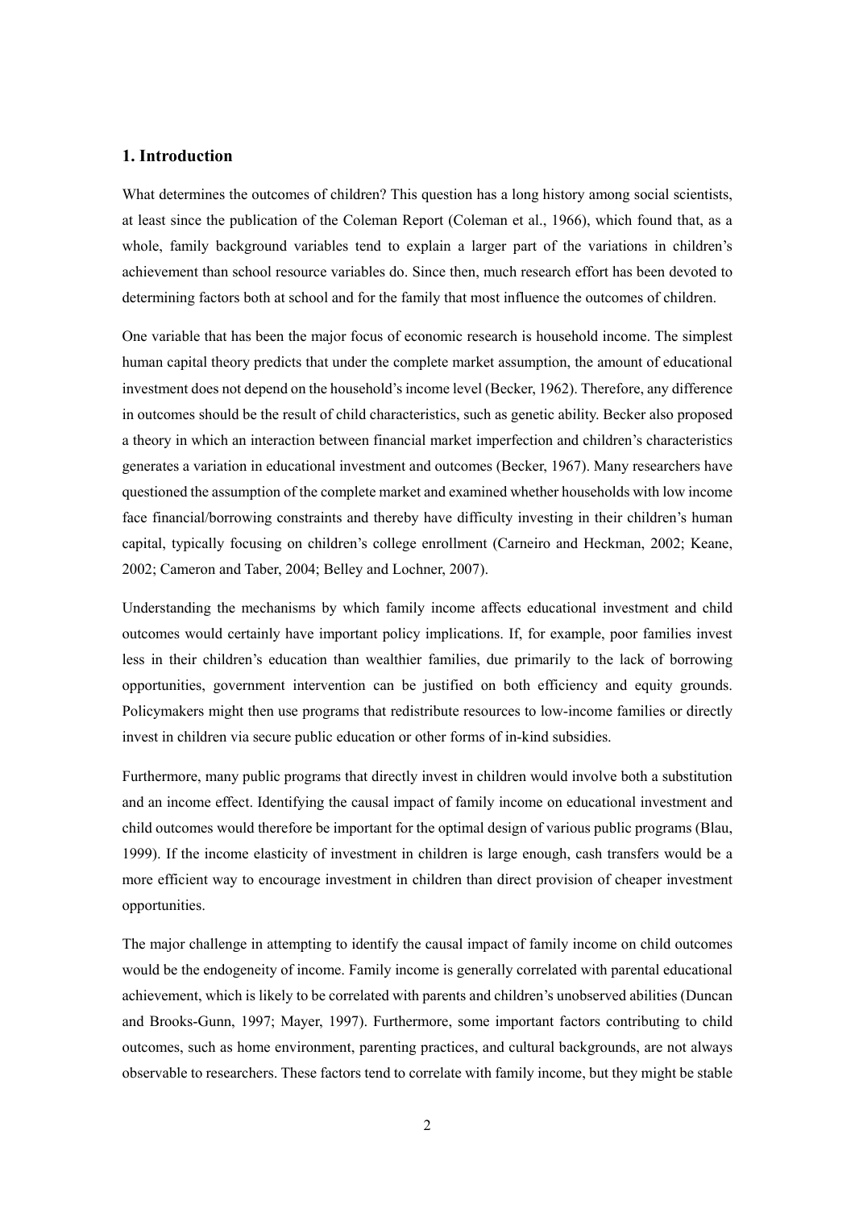## 1. Introduction

What determines the outcomes of children? This question has a long history among social scientists, at least since the publication of the Coleman Report (Coleman et al., 1966), which found that, as a whole, family background variables tend to explain a larger part of the variations in children's achievement than school resource variables do. Since then, much research effort has been devoted to determining factors both at school and for the family that most influence the outcomes of children.

One variable that has been the major focus of economic research is household income. The simplest human capital theory predicts that under the complete market assumption, the amount of educational investment does not depend on the household's income level (Becker, 1962). Therefore, any difference in outcomes should be the result of child characteristics, such as genetic ability. Becker also proposed a theory in which an interaction between financial market imperfection and children's characteristics generates a variation in educational investment and outcomes (Becker, 1967). Many researchers have questioned the assumption of the complete market and examined whether households with low income face financial/borrowing constraints and thereby have difficulty investing in their children's human capital, typically focusing on children's college enrollment (Carneiro and Heckman, 2002; Keane, 2002; Cameron and Taber, 2004; Belley and Lochner, 2007).

Understanding the mechanisms by which family income affects educational investment and child outcomes would certainly have important policy implications. If, for example, poor families invest less in their children's education than wealthier families, due primarily to the lack of borrowing opportunities, government intervention can be justified on both efficiency and equity grounds. Policymakers might then use programs that redistribute resources to low-income families or directly invest in children via secure public education or other forms of in-kind subsidies.

Furthermore, many public programs that directly invest in children would involve both a substitution and an income effect. Identifying the causal impact of family income on educational investment and child outcomes would therefore be important for the optimal design of various public programs (Blau, 1999). If the income elasticity of investment in children is large enough, cash transfers would be a more efficient way to encourage investment in children than direct provision of cheaper investment opportunities.

The major challenge in attempting to identify the causal impact of family income on child outcomes would be the endogeneity of income. Family income is generally correlated with parental educational achievement, which is likely to be correlated with parents and children's unobserved abilities (Duncan and Brooks-Gunn, 1997; Mayer, 1997). Furthermore, some important factors contributing to child outcomes, such as home environment, parenting practices, and cultural backgrounds, are not always observable to researchers. These factors tend to correlate with family income, but they might be stable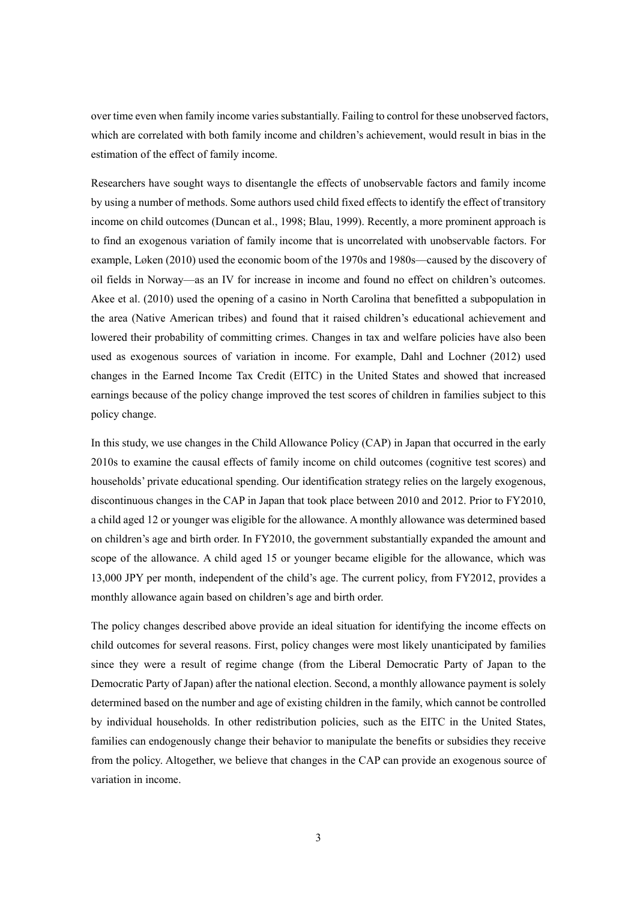over time even when family income varies substantially. Failing to control for these unobserved factors, which are correlated with both family income and children's achievement, would result in bias in the estimation of the effect of family income.

Researchers have sought ways to disentangle the effects of unobservable factors and family income by using a number of methods. Some authors used child fixed effects to identify the effect of transitory income on child outcomes (Duncan et al., 1998; Blau, 1999). Recently, a more prominent approach is to find an exogenous variation of family income that is uncorrelated with unobservable factors. For example, Løken (2010) used the economic boom of the 1970s and 1980s—caused by the discovery of oil fields in Norway—as an IV for increase in income and found no effect on children's outcomes. Akee et al. (2010) used the opening of a casino in North Carolina that benefitted a subpopulation in the area (Native American tribes) and found that it raised children's educational achievement and lowered their probability of committing crimes. Changes in tax and welfare policies have also been used as exogenous sources of variation in income. For example, Dahl and Lochner (2012) used changes in the Earned Income Tax Credit (EITC) in the United States and showed that increased earnings because of the policy change improved the test scores of children in families subject to this policy change.

In this study, we use changes in the Child Allowance Policy (CAP) in Japan that occurred in the early 2010s to examine the causal effects of family income on child outcomes (cognitive test scores) and households' private educational spending. Our identification strategy relies on the largely exogenous, discontinuous changes in the CAP in Japan that took place between 2010 and 2012. Prior to FY2010, a child aged 12 or younger was eligible for the allowance. A monthly allowance was determined based on children's age and birth order. In FY2010, the government substantially expanded the amount and scope of the allowance. A child aged 15 or younger became eligible for the allowance, which was 13,000 JPY per month, independent of the child's age. The current policy, from FY2012, provides a monthly allowance again based on children's age and birth order.

The policy changes described above provide an ideal situation for identifying the income effects on child outcomes for several reasons. First, policy changes were most likely unanticipated by families since they were a result of regime change (from the Liberal Democratic Party of Japan to the Democratic Party of Japan) after the national election. Second, a monthly allowance payment is solely determined based on the number and age of existing children in the family, which cannot be controlled by individual households. In other redistribution policies, such as the EITC in the United States, families can endogenously change their behavior to manipulate the benefits or subsidies they receive from the policy. Altogether, we believe that changes in the CAP can provide an exogenous source of variation in income.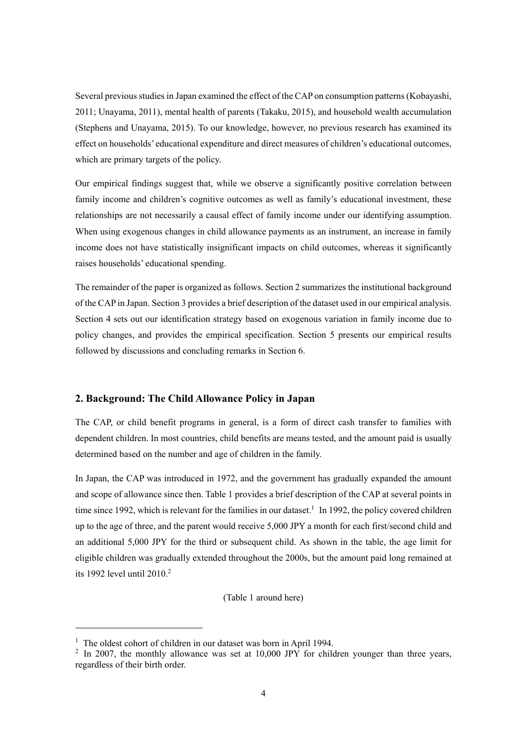Several previous studies in Japan examined the effect of the CAP on consumption patterns (Kobayashi, 2011; Unayama, 2011), mental health of parents (Takaku, 2015), and household wealth accumulation (Stephens and Unayama, 2015). To our knowledge, however, no previous research has examined its effect on households' educational expenditure and direct measures of children's educational outcomes, which are primary targets of the policy.

Our empirical findings suggest that, while we observe a significantly positive correlation between family income and children's cognitive outcomes as well as family's educational investment, these relationships are not necessarily a causal effect of family income under our identifying assumption. When using exogenous changes in child allowance payments as an instrument, an increase in family income does not have statistically insignificant impacts on child outcomes, whereas it significantly raises households' educational spending.

The remainder of the paper is organized as follows. Section 2 summarizes the institutional background of the CAP in Japan. Section 3 provides a brief description of the dataset used in our empirical analysis. Section 4 sets out our identification strategy based on exogenous variation in family income due to policy changes, and provides the empirical specification. Section 5 presents our empirical results followed by discussions and concluding remarks in Section 6.

## 2. Background: The Child Allowance Policy in Japan

The CAP, or child benefit programs in general, is a form of direct cash transfer to families with dependent children. In most countries, child benefits are means tested, and the amount paid is usually determined based on the number and age of children in the family.

In Japan, the CAP was introduced in 1972, and the government has gradually expanded the amount and scope of allowance since then. Table 1 provides a brief description of the CAP at several points in time since 1992, which is relevant for the families in our dataset.[1] In 1992, the policy covered children up to the age of three, and the parent would receive 5,000 JPY a month for each first/second child and an additional 5,000 JPY for the third or subsequent child. As shown in the table, the age limit for eligible children was gradually extended throughout the 2000s, but the amount paid long remained at its 1992 level until 2010.[2]

(Table 1 around here)

[1] The oldest cohort of children in our dataset was born in April 1994.

[2] In 2007, the monthly allowance was set at 10,000 JPY for children younger than three years, regardless of their birth order.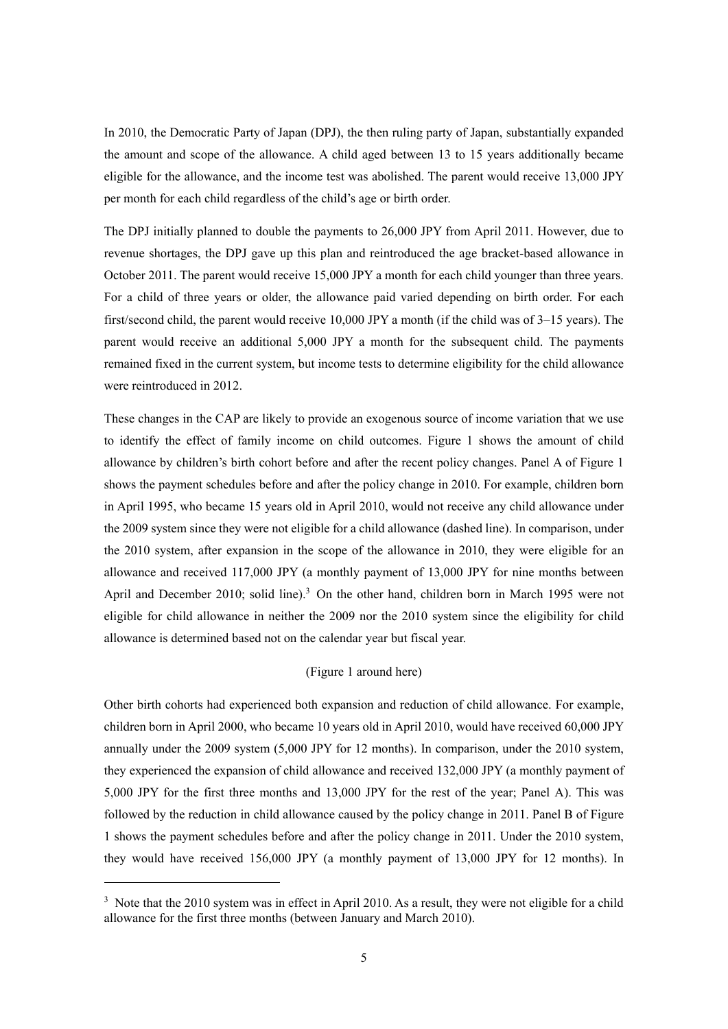In 2010, the Democratic Party of Japan (DPJ), the then ruling party of Japan, substantially expanded the amount and scope of the allowance. A child aged between 13 to 15 years additionally became eligible for the allowance, and the income test was abolished. The parent would receive 13,000 JPY per month for each child regardless of the child's age or birth order.

The DPJ initially planned to double the payments to 26,000 JPY from April 2011. However, due to revenue shortages, the DPJ gave up this plan and reintroduced the age bracket-based allowance in October 2011. The parent would receive 15,000 JPY a month for each child younger than three years. For a child of three years or older, the allowance paid varied depending on birth order. For each first/second child, the parent would receive 10,000 JPY a month (if the child was of 3–15 years). The parent would receive an additional 5,000 JPY a month for the subsequent child. The payments remained fixed in the current system, but income tests to determine eligibility for the child allowance were reintroduced in 2012.

These changes in the CAP are likely to provide an exogenous source of income variation that we use to identify the effect of family income on child outcomes. Figure 1 shows the amount of child allowance by children's birth cohort before and after the recent policy changes. Panel A of Figure 1 shows the payment schedules before and after the policy change in 2010. For example, children born in April 1995, who became 15 years old in April 2010, would not receive any child allowance under the 2009 system since they were not eligible for a child allowance (dashed line). In comparison, under the 2010 system, after expansion in the scope of the allowance in 2010, they were eligible for an allowance and received 117,000 JPY (a monthly payment of 13,000 JPY for nine months between April and December 2010; solid line).[3] On the other hand, children born in March 1995 were not eligible for child allowance in neither the 2009 nor the 2010 system since the eligibility for child allowance is determined based not on the calendar year but fiscal year.

(Figure 1 around here)

Other birth cohorts had experienced both expansion and reduction of child allowance. For example, children born in April 2000, who became 10 years old in April 2010, would have received 60,000 JPY annually under the 2009 system (5,000 JPY for 12 months). In comparison, under the 2010 system, they experienced the expansion of child allowance and received 132,000 JPY (a monthly payment of 5,000 JPY for the first three months and 13,000 JPY for the rest of the year; Panel A). This was followed by the reduction in child allowance caused by the policy change in 2011. Panel B of Figure 1 shows the payment schedules before and after the policy change in 2011. Under the 2010 system, they would have received 156,000 JPY (a monthly payment of 13,000 JPY for 12 months). In

[3] Note that the 2010 system was in effect in April 2010. As a result, they were not eligible for a child allowance for the first three months (between January and March 2010).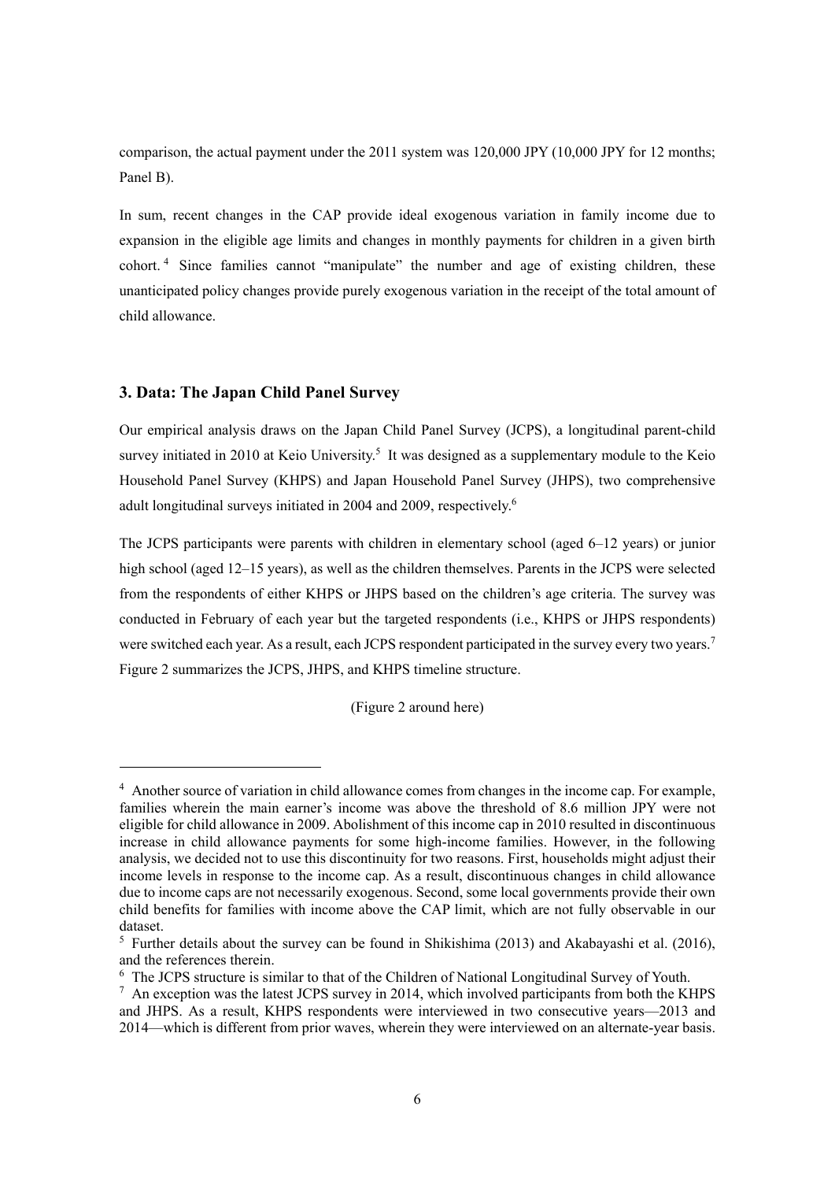comparison, the actual payment under the 2011 system was 120,000 JPY (10,000 JPY for 12 months; Panel B).

In sum, recent changes in the CAP provide ideal exogenous variation in family income due to expansion in the eligible age limits and changes in monthly payments for children in a given birth cohort.[4] Since families cannot "manipulate" the number and age of existing children, these unanticipated policy changes provide purely exogenous variation in the receipt of the total amount of child allowance.

### 3. Data: The Japan Child Panel Survey

Our empirical analysis draws on the Japan Child Panel Survey (JCPS), a longitudinal parent-child survey initiated in 2010 at Keio University.[5] It was designed as a supplementary module to the Keio Household Panel Survey (KHPS) and Japan Household Panel Survey (JHPS), two comprehensive adult longitudinal surveys initiated in 2004 and 2009, respectively.[6]

The JCPS participants were parents with children in elementary school (aged 6–12 years) or junior high school (aged 12–15 years), as well as the children themselves. Parents in the JCPS were selected from the respondents of either KHPS or JHPS based on the children's age criteria. The survey was conducted in February of each year but the targeted respondents (i.e., KHPS or JHPS respondents) were switched each year. As a result, each JCPS respondent participated in the survey every two years.[7] Figure 2 summarizes the JCPS, JHPS, and KHPS timeline structure.

(Figure 2 around here)

---

[4] Another source of variation in child allowance comes from changes in the income cap. For example, families wherein the main earner's income was above the threshold of 8.6 million JPY were not eligible for child allowance in 2009. Abolishment of this income cap in 2010 resulted in discontinuous increase in child allowance payments for some high-income families. However, in the following analysis, we decided not to use this discontinuity for two reasons. First, households might adjust their income levels in response to the income cap. As a result, discontinuous changes in child allowance due to income caps are not necessarily exogenous. Second, some local governments provide their own child benefits for families with income above the CAP limit, which are not fully observable in our dataset.

[5] Further details about the survey can be found in Shikishima (2013) and Akabayashi et al. (2016), and the references therein.

[6] The JCPS structure is similar to that of the Children of National Longitudinal Survey of Youth.

[7] An exception was the latest JCPS survey in 2014, which involved participants from both the KHPS and JHPS. As a result, KHPS respondents were interviewed in two consecutive years—2013 and 2014—which is different from prior waves, wherein they were interviewed on an alternate-year basis.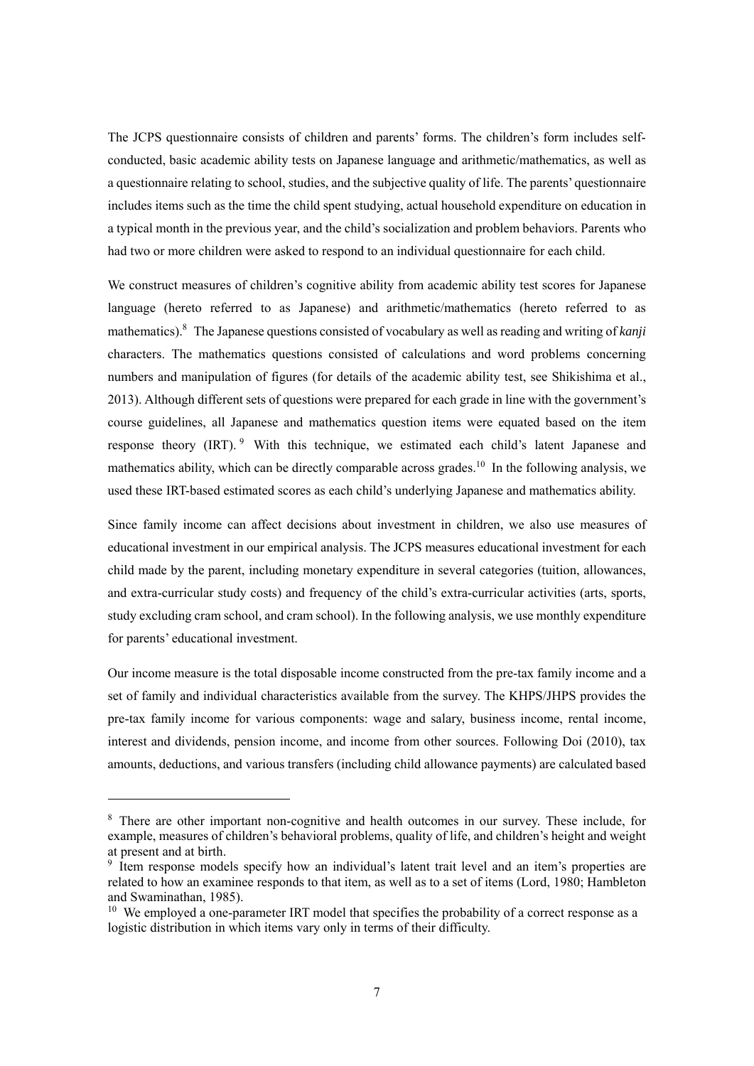The JCPS questionnaire consists of children and parents' forms. The children's form includes self-conducted, basic academic ability tests on Japanese language and arithmetic/mathematics, as well as a questionnaire relating to school, studies, and the subjective quality of life. The parents' questionnaire includes items such as the time the child spent studying, actual household expenditure on education in a typical month in the previous year, and the child's socialization and problem behaviors. Parents who had two or more children were asked to respond to an individual questionnaire for each child.

We construct measures of children's cognitive ability from academic ability test scores for Japanese language (hereto referred to as Japanese) and arithmetic/mathematics (hereto referred to as mathematics).[8] The Japanese questions consisted of vocabulary as well as reading and writing of *kanji* characters. The mathematics questions consisted of calculations and word problems concerning numbers and manipulation of figures (for details of the academic ability test, see Shikishima et al., 2013). Although different sets of questions were prepared for each grade in line with the government's course guidelines, all Japanese and mathematics question items were equated based on the item response theory (IRT).[9] With this technique, we estimated each child's latent Japanese and mathematics ability, which can be directly comparable across grades.[10] In the following analysis, we used these IRT-based estimated scores as each child's underlying Japanese and mathematics ability.

Since family income can affect decisions about investment in children, we also use measures of educational investment in our empirical analysis. The JCPS measures educational investment for each child made by the parent, including monetary expenditure in several categories (tuition, allowances, and extra-curricular study costs) and frequency of the child's extra-curricular activities (arts, sports, study excluding cram school, and cram school). In the following analysis, we use monthly expenditure for parents' educational investment.

Our income measure is the total disposable income constructed from the pre-tax family income and a set of family and individual characteristics available from the survey. The KHPS/JHPS provides the pre-tax family income for various components: wage and salary, business income, rental income, interest and dividends, pension income, and income from other sources. Following Doi (2010), tax amounts, deductions, and various transfers (including child allowance payments) are calculated based

---

[8] There are other important non-cognitive and health outcomes in our survey. These include, for example, measures of children's behavioral problems, quality of life, and children's height and weight at present and at birth.

[9] Item response models specify how an individual's latent trait level and an item's properties are related to how an examinee responds to that item, as well as to a set of items (Lord, 1980; Hambleton and Swaminathan, 1985).

[10] We employed a one-parameter IRT model that specifies the probability of a correct response as a logistic distribution in which items vary only in terms of their difficulty.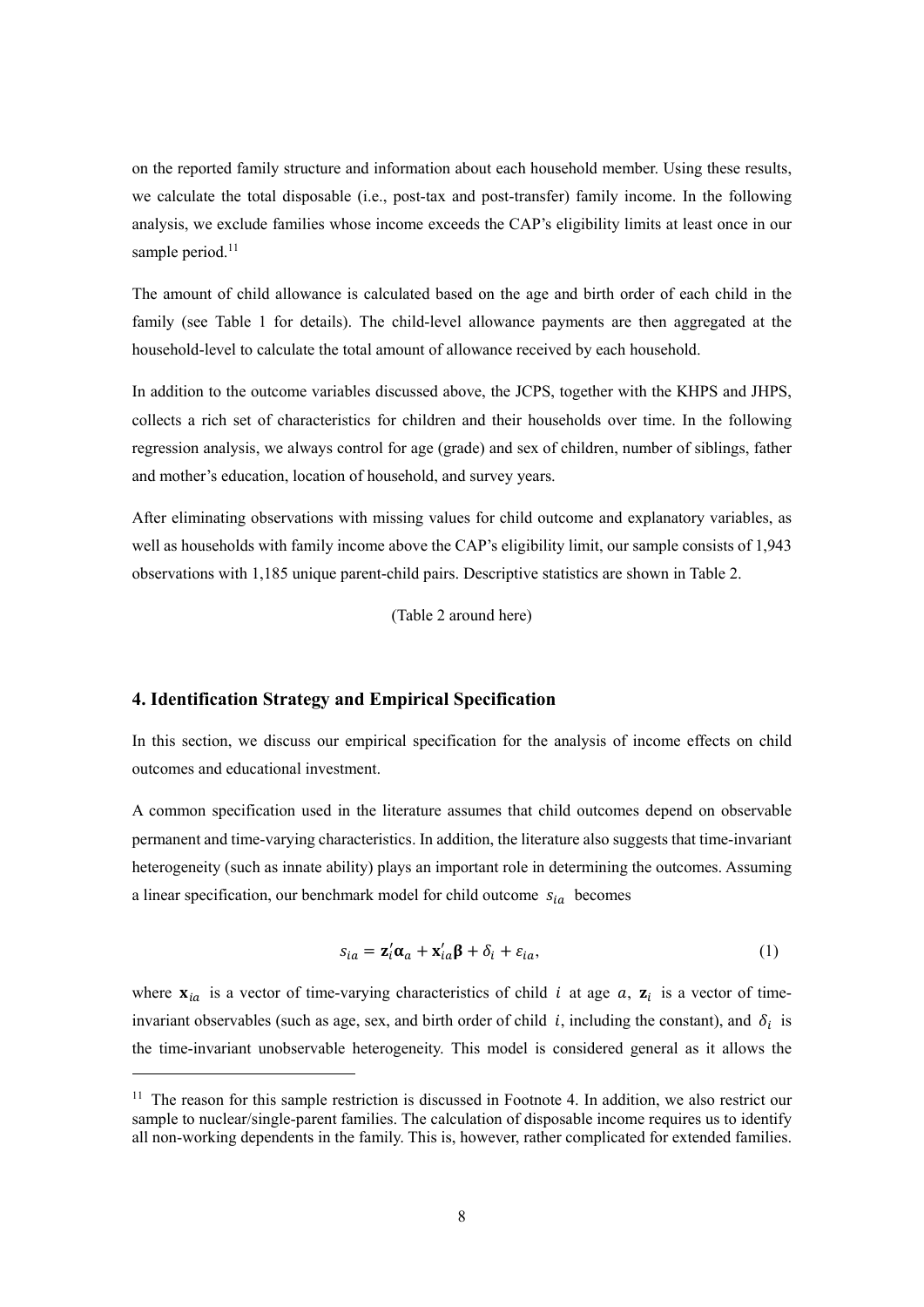on the reported family structure and information about each household member. Using these results, we calculate the total disposable (i.e., post-tax and post-transfer) family income. In the following analysis, we exclude families whose income exceeds the CAP's eligibility limits at least once in our sample period.[11]

The amount of child allowance is calculated based on the age and birth order of each child in the family (see Table 1 for details). The child-level allowance payments are then aggregated at the household-level to calculate the total amount of allowance received by each household.

In addition to the outcome variables discussed above, the JCPS, together with the KHPS and JHPS, collects a rich set of characteristics for children and their households over time. In the following regression analysis, we always control for age (grade) and sex of children, number of siblings, father and mother's education, location of household, and survey years.

After eliminating observations with missing values for child outcome and explanatory variables, as well as households with family income above the CAP's eligibility limit, our sample consists of 1,943 observations with 1,185 unique parent-child pairs. Descriptive statistics are shown in Table 2.

(Table 2 around here)

## 4. Identification Strategy and Empirical Specification

In this section, we discuss our empirical specification for the analysis of income effects on child outcomes and educational investment.

A common specification used in the literature assumes that child outcomes depend on observable permanent and time-varying characteristics. In addition, the literature also suggests that time-invariant heterogeneity (such as innate ability) plays an important role in determining the outcomes. Assuming a linear specification, our benchmark model for child outcome $s_{ia}$ becomes

$$s_{ia} = \mathbf{z}_i'\boldsymbol{\alpha}_a + \mathbf{x}_{ia}'\boldsymbol{\beta} + \delta_i + \varepsilon_{ia}, \tag{1}$$

where $\mathbf{x}_{ia}$ is a vector of time-varying characteristics of child $i$ at age $a$, $\mathbf{z}_i$ is a vector of time-invariant observables (such as age, sex, and birth order of child $i$, including the constant), and $\delta_i$ is the time-invariant unobservable heterogeneity. This model is considered general as it allows the

[11] The reason for this sample restriction is discussed in Footnote 4. In addition, we also restrict our sample to nuclear/single-parent families. The calculation of disposable income requires us to identify all non-working dependents in the family. This is, however, rather complicated for extended families.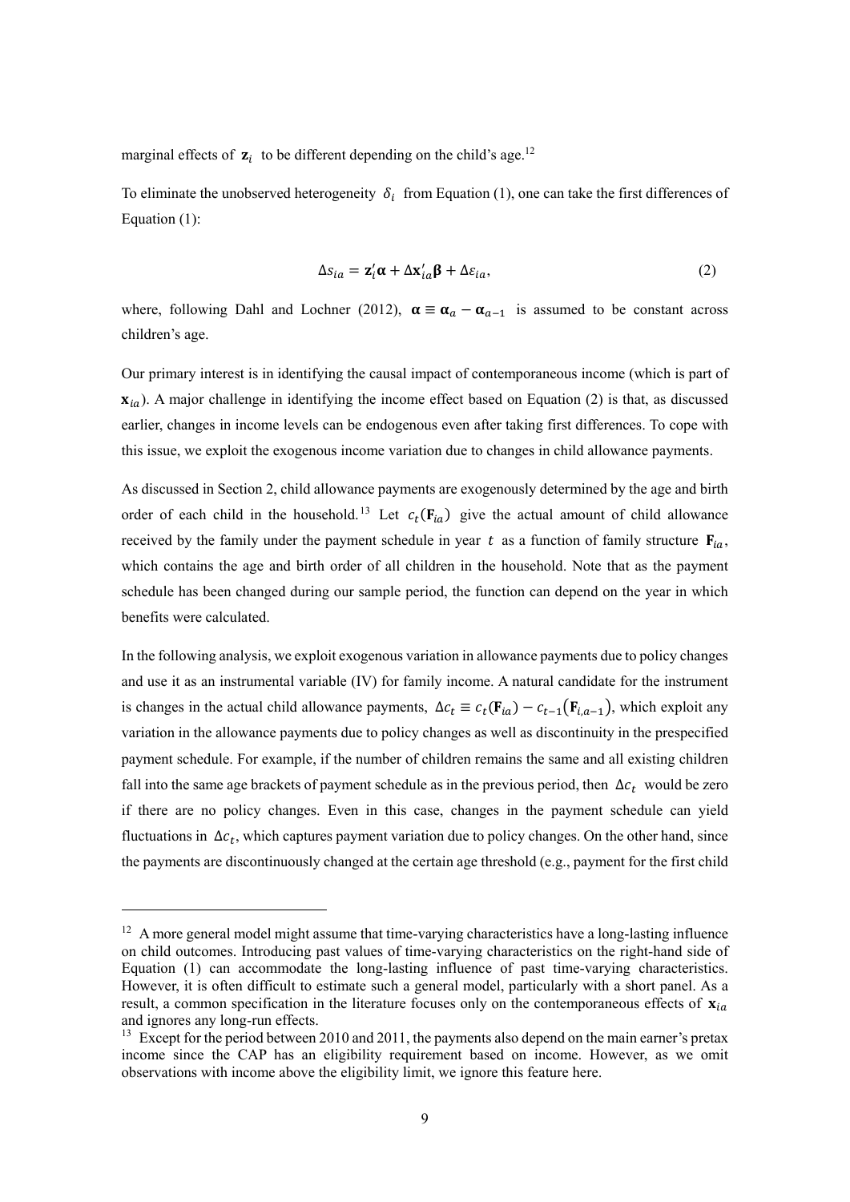marginal effects of $\mathbf{z}_i$ to be different depending on the child's age.[12]

To eliminate the unobserved heterogeneity $\delta_i$ from Equation (1), one can take the first differences of Equation (1):

$$\Delta s_{ia} = \mathbf{z}_i'\boldsymbol{\alpha} + \Delta\mathbf{x}_{ia}'\boldsymbol{\beta} + \Delta\varepsilon_{ia}, \tag{2}$$

where, following Dahl and Lochner (2012), $\boldsymbol{\alpha} \equiv \boldsymbol{\alpha}_a - \boldsymbol{\alpha}_{a-1}$ is assumed to be constant across children's age.

Our primary interest is in identifying the causal impact of contemporaneous income (which is part of $\mathbf{x}_{ia}$). A major challenge in identifying the income effect based on Equation (2) is that, as discussed earlier, changes in income levels can be endogenous even after taking first differences. To cope with this issue, we exploit the exogenous income variation due to changes in child allowance payments.

As discussed in Section 2, child allowance payments are exogenously determined by the age and birth order of each child in the household.[13] Let $c_t(\mathbf{F}_{ia})$ give the actual amount of child allowance received by the family under the payment schedule in year $t$ as a function of family structure $\mathbf{F}_{ia}$, which contains the age and birth order of all children in the household. Note that as the payment schedule has been changed during our sample period, the function can depend on the year in which benefits were calculated.

In the following analysis, we exploit exogenous variation in allowance payments due to policy changes and use it as an instrumental variable (IV) for family income. A natural candidate for the instrument is changes in the actual child allowance payments, $\Delta c_t \equiv c_t(\mathbf{F}_{ia}) - c_{t-1}(\mathbf{F}_{i,a-1})$, which exploit any variation in the allowance payments due to policy changes as well as discontinuity in the prespecified payment schedule. For example, if the number of children remains the same and all existing children fall into the same age brackets of payment schedule as in the previous period, then $\Delta c_t$ would be zero if there are no policy changes. Even in this case, changes in the payment schedule can yield fluctuations in $\Delta c_t$, which captures payment variation due to policy changes. On the other hand, since the payments are discontinuously changed at the certain age threshold (e.g., payment for the first child

[12] A more general model might assume that time-varying characteristics have a long-lasting influence on child outcomes. Introducing past values of time-varying characteristics on the right-hand side of Equation (1) can accommodate the long-lasting influence of past time-varying characteristics. However, it is often difficult to estimate such a general model, particularly with a short panel. As a result, a common specification in the literature focuses only on the contemporaneous effects of $\mathbf{x}_{ia}$ and ignores any long-run effects.

[13] Except for the period between 2010 and 2011, the payments also depend on the main earner's pretax income since the CAP has an eligibility requirement based on income. However, as we omit observations with income above the eligibility limit, we ignore this feature here.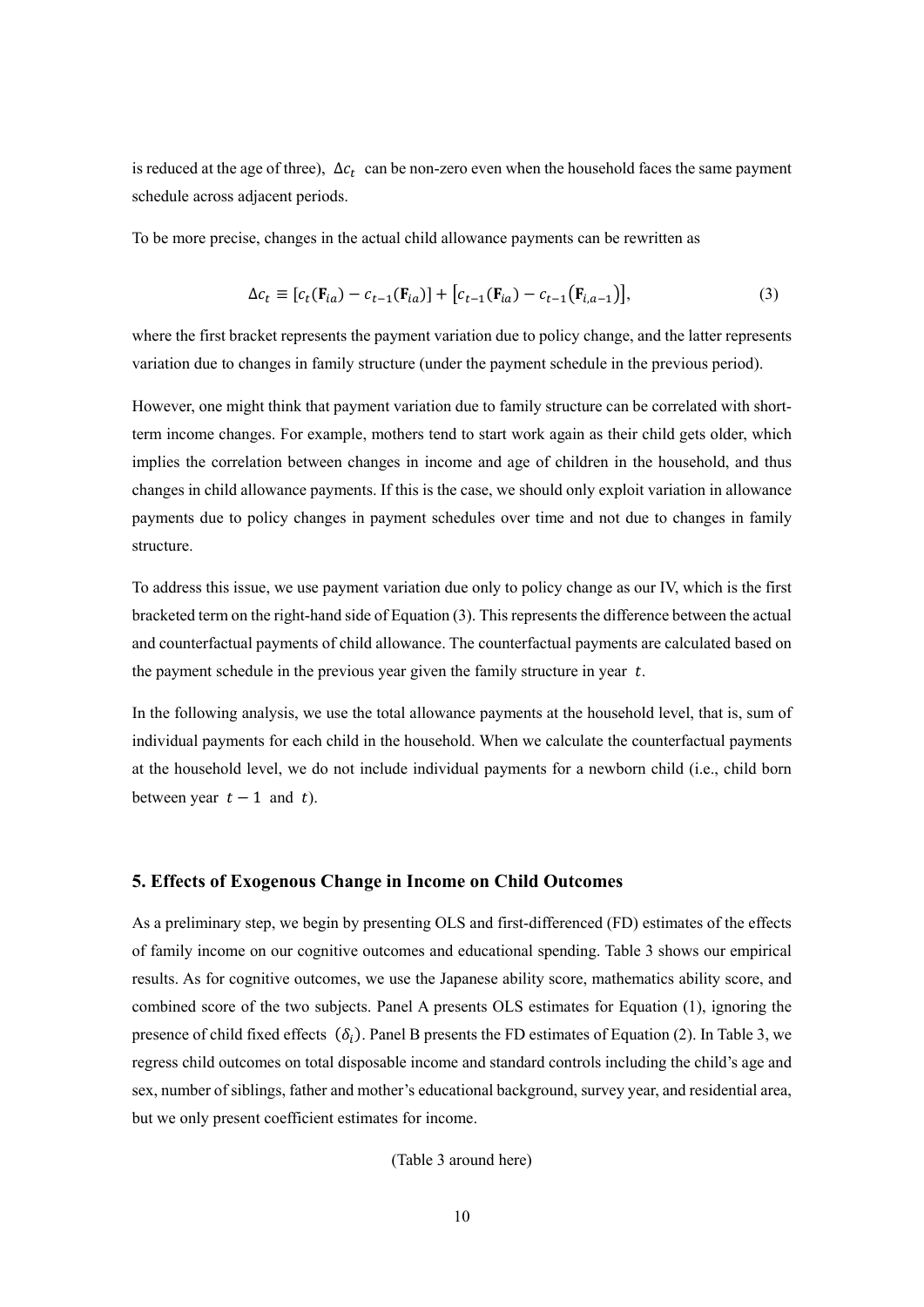is reduced at the age of three), $\Delta c_t$ can be non-zero even when the household faces the same payment schedule across adjacent periods.

To be more precise, changes in the actual child allowance payments can be rewritten as

$$\Delta c_t \equiv [c_t(\mathbf{F}_{ia}) - c_{t-1}(\mathbf{F}_{ia})] + [c_{t-1}(\mathbf{F}_{ia}) - c_{t-1}(\mathbf{F}_{i,a-1})], \tag{3}$$

where the first bracket represents the payment variation due to policy change, and the latter represents variation due to changes in family structure (under the payment schedule in the previous period).

However, one might think that payment variation due to family structure can be correlated with short-term income changes. For example, mothers tend to start work again as their child gets older, which implies the correlation between changes in income and age of children in the household, and thus changes in child allowance payments. If this is the case, we should only exploit variation in allowance payments due to policy changes in payment schedules over time and not due to changes in family structure.

To address this issue, we use payment variation due only to policy change as our IV, which is the first bracketed term on the right-hand side of Equation (3). This represents the difference between the actual and counterfactual payments of child allowance. The counterfactual payments are calculated based on the payment schedule in the previous year given the family structure in year $t$.

In the following analysis, we use the total allowance payments at the household level, that is, sum of individual payments for each child in the household. When we calculate the counterfactual payments at the household level, we do not include individual payments for a newborn child (i.e., child born between year $t-1$ and $t$).

## 5. Effects of Exogenous Change in Income on Child Outcomes

As a preliminary step, we begin by presenting OLS and first-differenced (FD) estimates of the effects of family income on our cognitive outcomes and educational spending. Table 3 shows our empirical results. As for cognitive outcomes, we use the Japanese ability score, mathematics ability score, and combined score of the two subjects. Panel A presents OLS estimates for Equation (1), ignoring the presence of child fixed effects $(\delta_i)$. Panel B presents the FD estimates of Equation (2). In Table 3, we regress child outcomes on total disposable income and standard controls including the child's age and sex, number of siblings, father and mother's educational background, survey year, and residential area, but we only present coefficient estimates for income.

(Table 3 around here)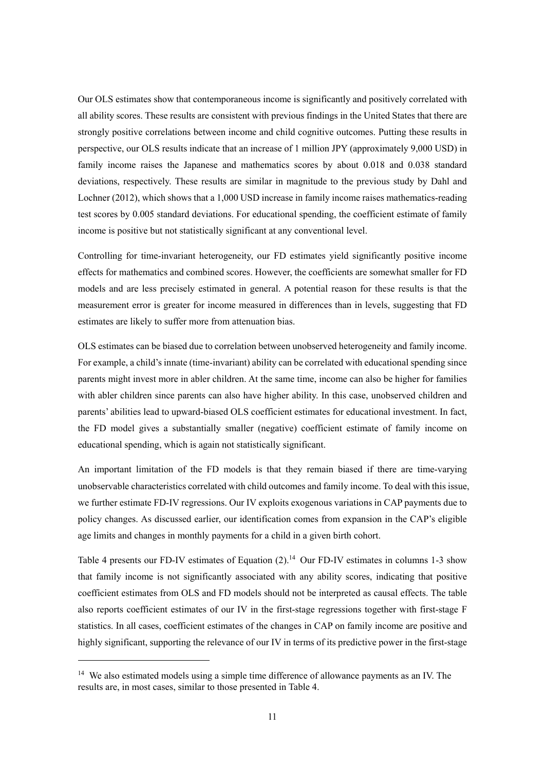Our OLS estimates show that contemporaneous income is significantly and positively correlated with all ability scores. These results are consistent with previous findings in the United States that there are strongly positive correlations between income and child cognitive outcomes. Putting these results in perspective, our OLS results indicate that an increase of 1 million JPY (approximately 9,000 USD) in family income raises the Japanese and mathematics scores by about 0.018 and 0.038 standard deviations, respectively. These results are similar in magnitude to the previous study by Dahl and Lochner (2012), which shows that a 1,000 USD increase in family income raises mathematics-reading test scores by 0.005 standard deviations. For educational spending, the coefficient estimate of family income is positive but not statistically significant at any conventional level.

Controlling for time-invariant heterogeneity, our FD estimates yield significantly positive income effects for mathematics and combined scores. However, the coefficients are somewhat smaller for FD models and are less precisely estimated in general. A potential reason for these results is that the measurement error is greater for income measured in differences than in levels, suggesting that FD estimates are likely to suffer more from attenuation bias.

OLS estimates can be biased due to correlation between unobserved heterogeneity and family income. For example, a child's innate (time-invariant) ability can be correlated with educational spending since parents might invest more in abler children. At the same time, income can also be higher for families with abler children since parents can also have higher ability. In this case, unobserved children and parents' abilities lead to upward-biased OLS coefficient estimates for educational investment. In fact, the FD model gives a substantially smaller (negative) coefficient estimate of family income on educational spending, which is again not statistically significant.

An important limitation of the FD models is that they remain biased if there are time-varying unobservable characteristics correlated with child outcomes and family income. To deal with this issue, we further estimate FD-IV regressions. Our IV exploits exogenous variations in CAP payments due to policy changes. As discussed earlier, our identification comes from expansion in the CAP's eligible age limits and changes in monthly payments for a child in a given birth cohort.

Table 4 presents our FD-IV estimates of Equation (2).[14] Our FD-IV estimates in columns 1-3 show that family income is not significantly associated with any ability scores, indicating that positive coefficient estimates from OLS and FD models should not be interpreted as causal effects. The table also reports coefficient estimates of our IV in the first-stage regressions together with first-stage F statistics. In all cases, coefficient estimates of the changes in CAP on family income are positive and highly significant, supporting the relevance of our IV in terms of its predictive power in the first-stage

[14] We also estimated models using a simple time difference of allowance payments as an IV. The results are, in most cases, similar to those presented in Table 4.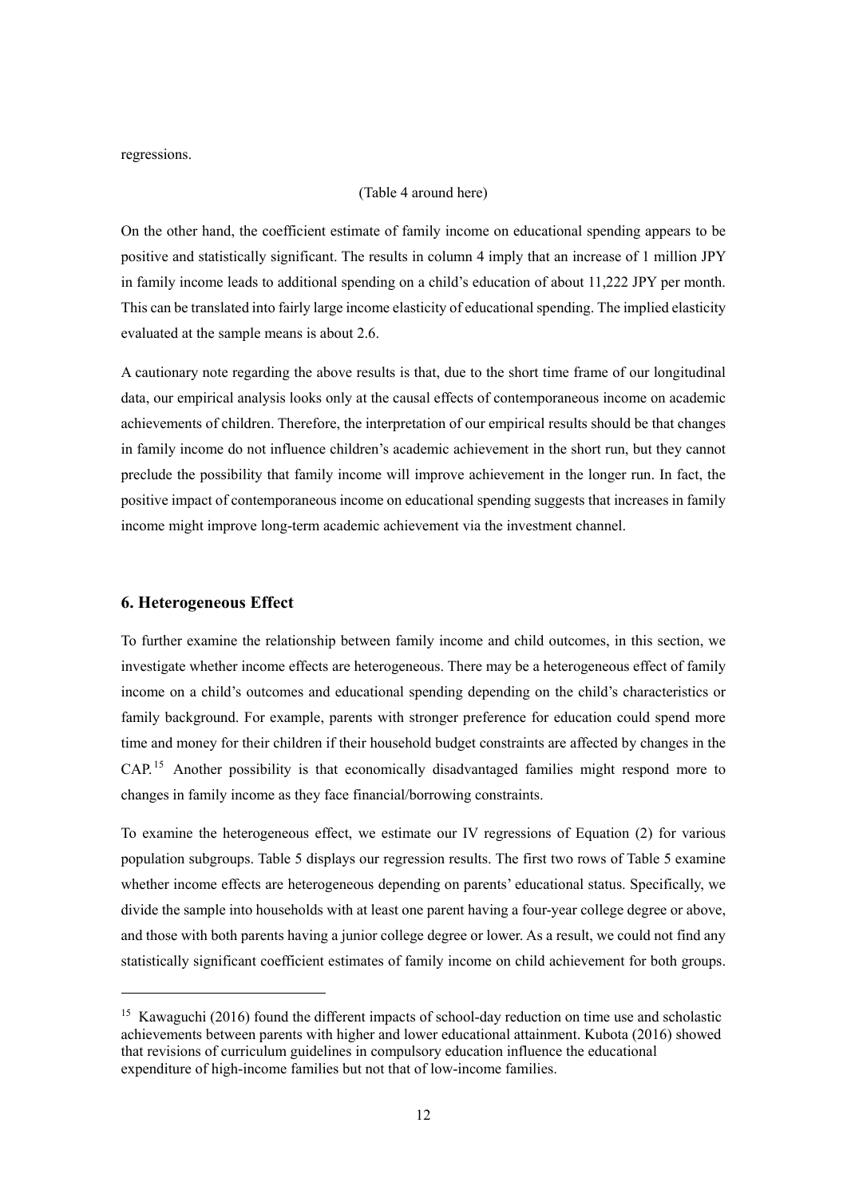regressions.

(Table 4 around here)

On the other hand, the coefficient estimate of family income on educational spending appears to be positive and statistically significant. The results in column 4 imply that an increase of 1 million JPY in family income leads to additional spending on a child's education of about 11,222 JPY per month. This can be translated into fairly large income elasticity of educational spending. The implied elasticity evaluated at the sample means is about 2.6.

A cautionary note regarding the above results is that, due to the short time frame of our longitudinal data, our empirical analysis looks only at the causal effects of contemporaneous income on academic achievements of children. Therefore, the interpretation of our empirical results should be that changes in family income do not influence children's academic achievement in the short run, but they cannot preclude the possibility that family income will improve achievement in the longer run. In fact, the positive impact of contemporaneous income on educational spending suggests that increases in family income might improve long-term academic achievement via the investment channel.

## 6. Heterogeneous Effect

To further examine the relationship between family income and child outcomes, in this section, we investigate whether income effects are heterogeneous. There may be a heterogeneous effect of family income on a child's outcomes and educational spending depending on the child's characteristics or family background. For example, parents with stronger preference for education could spend more time and money for their children if their household budget constraints are affected by changes in the CAP.[15] Another possibility is that economically disadvantaged families might respond more to changes in family income as they face financial/borrowing constraints.

To examine the heterogeneous effect, we estimate our IV regressions of Equation (2) for various population subgroups. Table 5 displays our regression results. The first two rows of Table 5 examine whether income effects are heterogeneous depending on parents' educational status. Specifically, we divide the sample into households with at least one parent having a four-year college degree or above, and those with both parents having a junior college degree or lower. As a result, we could not find any statistically significant coefficient estimates of family income on child achievement for both groups.

---

[15] Kawaguchi (2016) found the different impacts of school-day reduction on time use and scholastic achievements between parents with higher and lower educational attainment. Kubota (2016) showed that revisions of curriculum guidelines in compulsory education influence the educational expenditure of high-income families but not that of low-income families.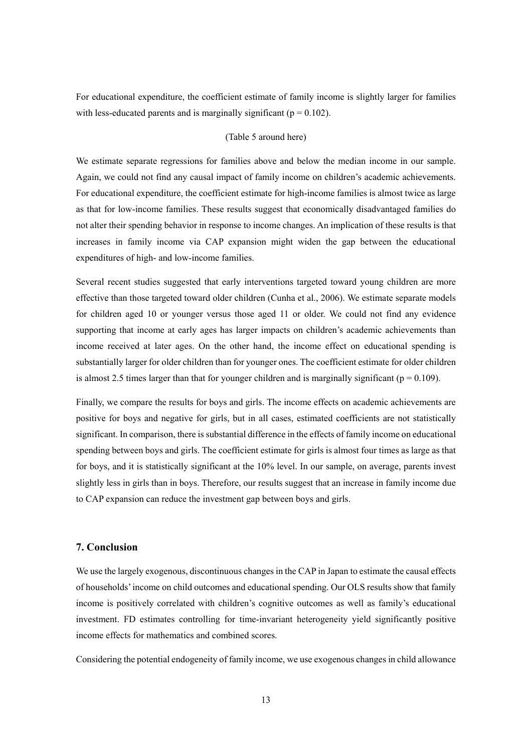For educational expenditure, the coefficient estimate of family income is slightly larger for families with less-educated parents and is marginally significant ($p = 0.102$).

(Table 5 around here)

We estimate separate regressions for families above and below the median income in our sample. Again, we could not find any causal impact of family income on children's academic achievements. For educational expenditure, the coefficient estimate for high-income families is almost twice as large as that for low-income families. These results suggest that economically disadvantaged families do not alter their spending behavior in response to income changes. An implication of these results is that increases in family income via CAP expansion might widen the gap between the educational expenditures of high- and low-income families.

Several recent studies suggested that early interventions targeted toward young children are more effective than those targeted toward older children (Cunha et al., 2006). We estimate separate models for children aged 10 or younger versus those aged 11 or older. We could not find any evidence supporting that income at early ages has larger impacts on children's academic achievements than income received at later ages. On the other hand, the income effect on educational spending is substantially larger for older children than for younger ones. The coefficient estimate for older children is almost 2.5 times larger than that for younger children and is marginally significant ($p = 0.109$).

Finally, we compare the results for boys and girls. The income effects on academic achievements are positive for boys and negative for girls, but in all cases, estimated coefficients are not statistically significant. In comparison, there is substantial difference in the effects of family income on educational spending between boys and girls. The coefficient estimate for girls is almost four times as large as that for boys, and it is statistically significant at the 10% level. In our sample, on average, parents invest slightly less in girls than in boys. Therefore, our results suggest that an increase in family income due to CAP expansion can reduce the investment gap between boys and girls.

## 7. Conclusion

We use the largely exogenous, discontinuous changes in the CAP in Japan to estimate the causal effects of households' income on child outcomes and educational spending. Our OLS results show that family income is positively correlated with children's cognitive outcomes as well as family's educational investment. FD estimates controlling for time-invariant heterogeneity yield significantly positive income effects for mathematics and combined scores.

Considering the potential endogeneity of family income, we use exogenous changes in child allowance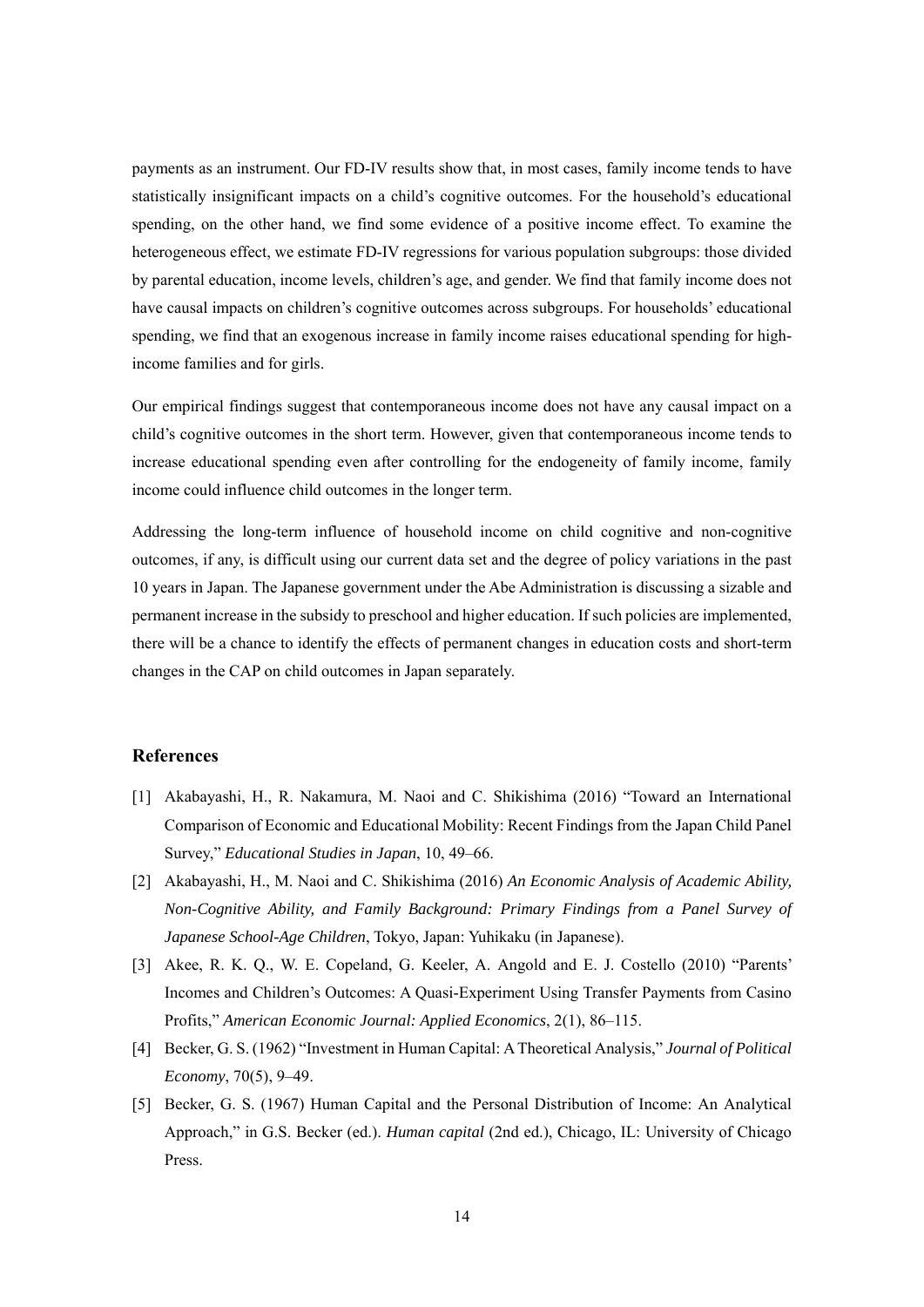payments as an instrument. Our FD-IV results show that, in most cases, family income tends to have statistically insignificant impacts on a child's cognitive outcomes. For the household's educational spending, on the other hand, we find some evidence of a positive income effect. To examine the heterogeneous effect, we estimate FD-IV regressions for various population subgroups: those divided by parental education, income levels, children's age, and gender. We find that family income does not have causal impacts on children's cognitive outcomes across subgroups. For households' educational spending, we find that an exogenous increase in family income raises educational spending for high-income families and for girls.

Our empirical findings suggest that contemporaneous income does not have any causal impact on a child's cognitive outcomes in the short term. However, given that contemporaneous income tends to increase educational spending even after controlling for the endogeneity of family income, family income could influence child outcomes in the longer term.

Addressing the long-term influence of household income on child cognitive and non-cognitive outcomes, if any, is difficult using our current data set and the degree of policy variations in the past 10 years in Japan. The Japanese government under the Abe Administration is discussing a sizable and permanent increase in the subsidy to preschool and higher education. If such policies are implemented, there will be a chance to identify the effects of permanent changes in education costs and short-term changes in the CAP on child outcomes in Japan separately.

## References

[1] Akabayashi, H., R. Nakamura, M. Naoi and C. Shikishima (2016) "Toward an International Comparison of Economic and Educational Mobility: Recent Findings from the Japan Child Panel Survey," *Educational Studies in Japan*, 10, 49–66.

[2] Akabayashi, H., M. Naoi and C. Shikishima (2016) *An Economic Analysis of Academic Ability, Non-Cognitive Ability, and Family Background: Primary Findings from a Panel Survey of Japanese School-Age Children*, Tokyo, Japan: Yuhikaku (in Japanese).

[3] Akee, R. K. Q., W. E. Copeland, G. Keeler, A. Angold and E. J. Costello (2010) "Parents' Incomes and Children's Outcomes: A Quasi-Experiment Using Transfer Payments from Casino Profits," *American Economic Journal: Applied Economics*, 2(1), 86–115.

[4] Becker, G. S. (1962) "Investment in Human Capital: A Theoretical Analysis," *Journal of Political Economy*, 70(5), 9–49.

[5] Becker, G. S. (1967) Human Capital and the Personal Distribution of Income: An Analytical Approach," in G.S. Becker (ed.). *Human capital* (2nd ed.), Chicago, IL: University of Chicago Press.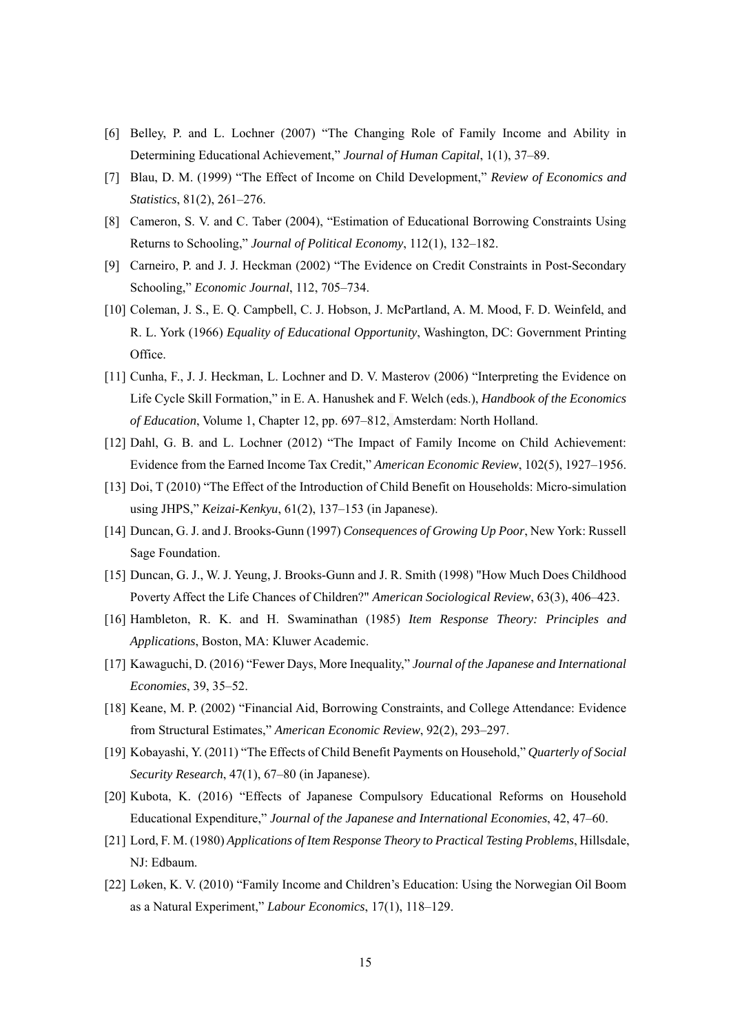[6] Belley, P. and L. Lochner (2007) “The Changing Role of Family Income and Ability in Determining Educational Achievement,” *Journal of Human Capital*, 1(1), 37–89.

[7] Blau, D. M. (1999) “The Effect of Income on Child Development,” *Review of Economics and Statistics*, 81(2), 261–276.

[8] Cameron, S. V. and C. Taber (2004), “Estimation of Educational Borrowing Constraints Using Returns to Schooling,” *Journal of Political Economy*, 112(1), 132–182.

[9] Carneiro, P. and J. J. Heckman (2002) “The Evidence on Credit Constraints in Post-Secondary Schooling,” *Economic Journal*, 112, 705–734.

[10] Coleman, J. S., E. Q. Campbell, C. J. Hobson, J. McPartland, A. M. Mood, F. D. Weinfeld, and R. L. York (1966) *Equality of Educational Opportunity*, Washington, DC: Government Printing Office.

[11] Cunha, F., J. J. Heckman, L. Lochner and D. V. Masterov (2006) “Interpreting the Evidence on Life Cycle Skill Formation,” in E. A. Hanushek and F. Welch (eds.), *Handbook of the Economics of Education*, Volume 1, Chapter 12, pp. 697–812, Amsterdam: North Holland.

[12] Dahl, G. B. and L. Lochner (2012) “The Impact of Family Income on Child Achievement: Evidence from the Earned Income Tax Credit,” *American Economic Review*, 102(5), 1927–1956.

[13] Doi, T (2010) “The Effect of the Introduction of Child Benefit on Households: Micro-simulation using JHPS,” *Keizai-Kenkyu*, 61(2), 137–153 (in Japanese).

[14] Duncan, G. J. and J. Brooks-Gunn (1997) *Consequences of Growing Up Poor*, New York: Russell Sage Foundation.

[15] Duncan, G. J., W. J. Yeung, J. Brooks-Gunn and J. R. Smith (1998) "How Much Does Childhood Poverty Affect the Life Chances of Children?" *American Sociological Review*, 63(3), 406–423.

[16] Hambleton, R. K. and H. Swaminathan (1985) *Item Response Theory: Principles and Applications*, Boston, MA: Kluwer Academic.

[17] Kawaguchi, D. (2016) “Fewer Days, More Inequality,” *Journal of the Japanese and International Economies*, 39, 35–52.

[18] Keane, M. P. (2002) “Financial Aid, Borrowing Constraints, and College Attendance: Evidence from Structural Estimates,” *American Economic Review*, 92(2), 293–297.

[19] Kobayashi, Y. (2011) “The Effects of Child Benefit Payments on Household,” *Quarterly of Social Security Research*, 47(1), 67–80 (in Japanese).

[20] Kubota, K. (2016) “Effects of Japanese Compulsory Educational Reforms on Household Educational Expenditure,” *Journal of the Japanese and International Economies*, 42, 47–60.

[21] Lord, F. M. (1980) *Applications of Item Response Theory to Practical Testing Problems*, Hillsdale, NJ: Edbaum.

[22] Løken, K. V. (2010) “Family Income and Children’s Education: Using the Norwegian Oil Boom as a Natural Experiment,” *Labour Economics*, 17(1), 118–129.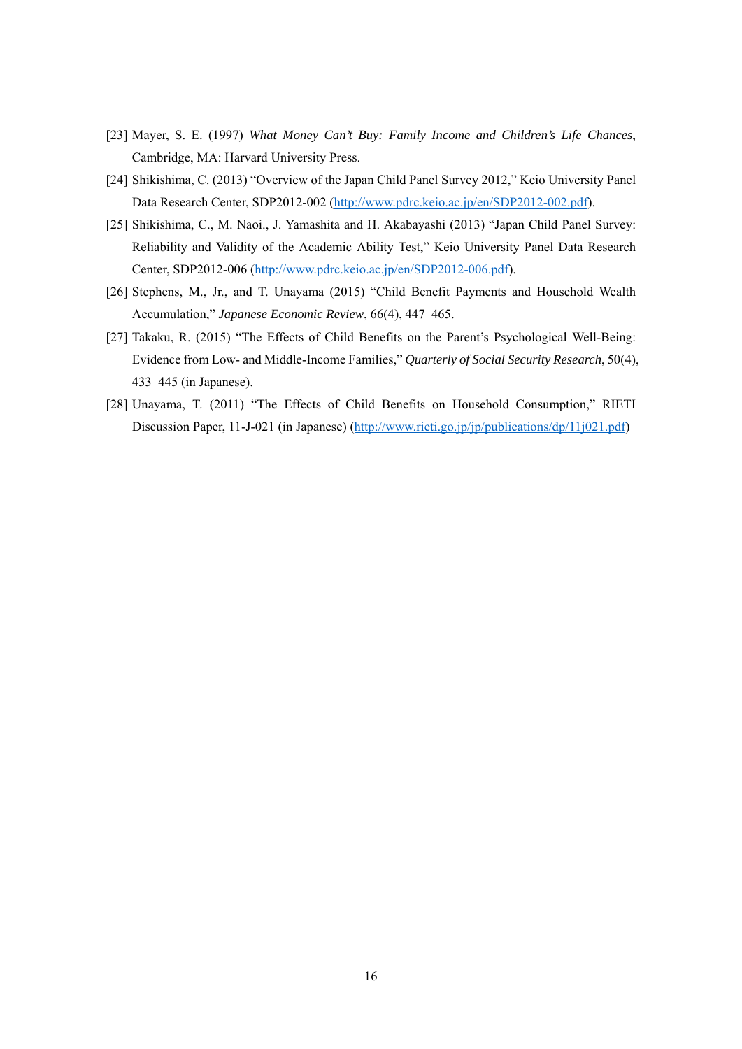[23] Mayer, S. E. (1997) *What Money Can't Buy: Family Income and Children's Life Chances*, Cambridge, MA: Harvard University Press.

[24] Shikishima, C. (2013) "Overview of the Japan Child Panel Survey 2012," Keio University Panel Data Research Center, SDP2012-002 (http://www.pdrc.keio.ac.jp/en/SDP2012-002.pdf).

[25] Shikishima, C., M. Naoi., J. Yamashita and H. Akabayashi (2013) "Japan Child Panel Survey: Reliability and Validity of the Academic Ability Test," Keio University Panel Data Research Center, SDP2012-006 (http://www.pdrc.keio.ac.jp/en/SDP2012-006.pdf).

[26] Stephens, M., Jr., and T. Unayama (2015) "Child Benefit Payments and Household Wealth Accumulation," *Japanese Economic Review*, 66(4), 447–465.

[27] Takaku, R. (2015) "The Effects of Child Benefits on the Parent's Psychological Well-Being: Evidence from Low- and Middle-Income Families," *Quarterly of Social Security Research*, 50(4), 433–445 (in Japanese).

[28] Unayama, T. (2011) "The Effects of Child Benefits on Household Consumption," RIETI Discussion Paper, 11-J-021 (in Japanese) (http://www.rieti.go.jp/jp/publications/dp/11j021.pdf)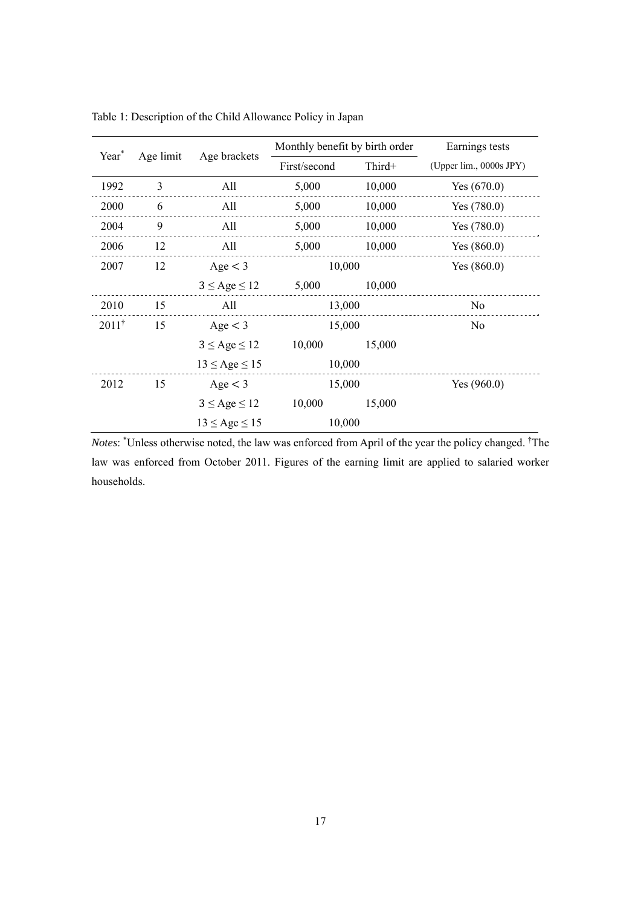Table 1: Description of the Child Allowance Policy in Japan

| Year* | Age limit | Age brackets | Monthly benefit by birth order | | Earnings tests |
|---|---|---|---|---|---|
| | | | First/second | Third+ | (Upper lim., 0000s JPY) |
| 1992 | 3 | All | 5,000 | 10,000 | Yes (670.0) |
| 2000 | 6 | All | 5,000 | 10,000 | Yes (780.0) |
| 2004 | 9 | All | 5,000 | 10,000 | Yes (780.0) |
| 2006 | 12 | All | 5,000 | 10,000 | Yes (860.0) |
| 2007 | 12 | Age < 3 | 10,000 | | Yes (860.0) |
| | | 3 ≤ Age ≤ 12 | 5,000 | 10,000 | |
| 2010 | 15 | All | 13,000 | | No |
| 2011† | 15 | Age < 3 | 15,000 | | No |
| | | 3 ≤ Age ≤ 12 | 10,000 | 15,000 | |
| | | 13 ≤ Age ≤ 15 | 10,000 | | |
| 2012 | 15 | Age < 3 | 15,000 | | Yes (960.0) |
| | | 3 ≤ Age ≤ 12 | 10,000 | 15,000 | |
| | | 13 ≤ Age ≤ 15 | 10,000 | | |

*Notes*: *Unless otherwise noted, the law was enforced from April of the year the policy changed. †The law was enforced from October 2011. Figures of the earning limit are applied to salaried worker households.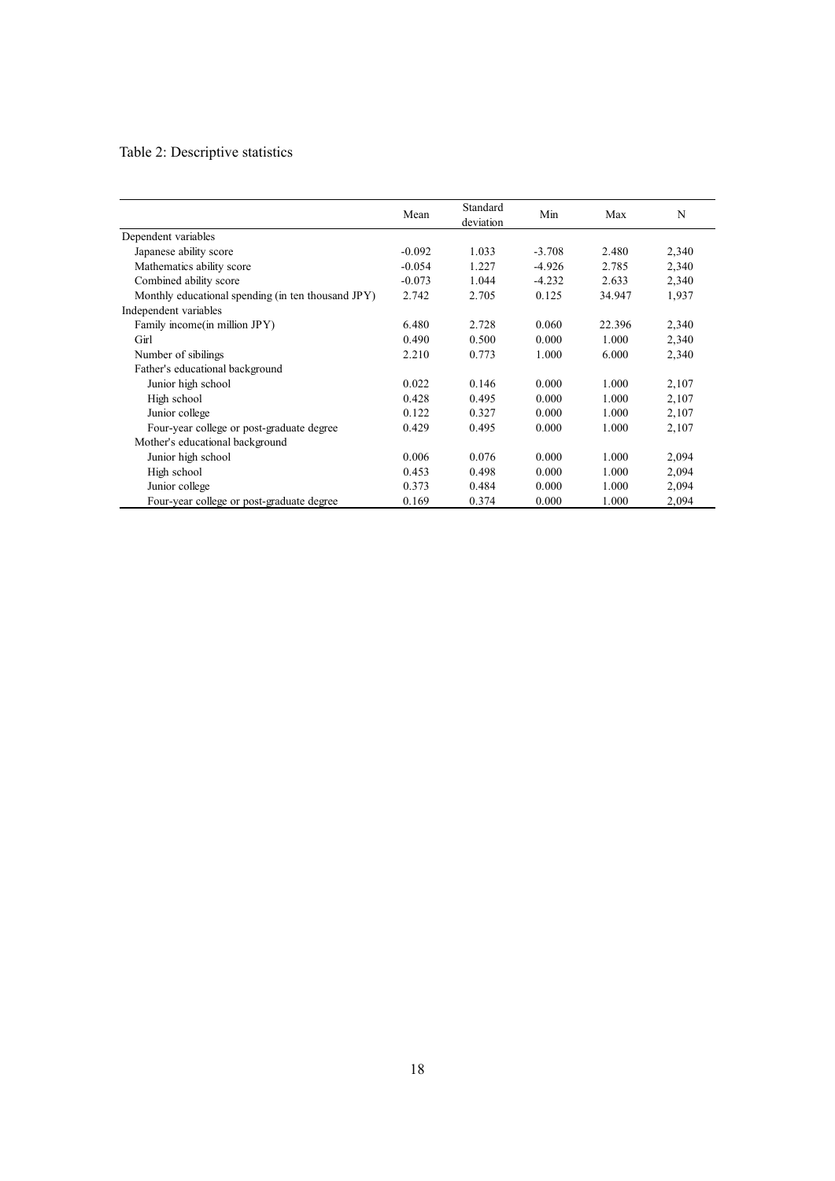Table 2: Descriptive statistics

| | Mean | Standard deviation | Min | Max | N |
|---|---|---|---|---|---|
| Dependent variables | | | | | |
| Japanese ability score | -0.092 | 1.033 | -3.708 | 2.480 | 2,340 |
| Mathematics ability score | -0.054 | 1.227 | -4.926 | 2.785 | 2,340 |
| Combined ability score | -0.073 | 1.044 | -4.232 | 2.633 | 2,340 |
| Monthly educational spending (in ten thousand JPY) | 2.742 | 2.705 | 0.125 | 34.947 | 1,937 |
| Independent variables | | | | | |
| Family income(in million JPY) | 6.480 | 2.728 | 0.060 | 22.396 | 2,340 |
| Girl | 0.490 | 0.500 | 0.000 | 1.000 | 2,340 |
| Number of sibilings | 2.210 | 0.773 | 1.000 | 6.000 | 2,340 |
| Father's educational background | | | | | |
| Junior high school | 0.022 | 0.146 | 0.000 | 1.000 | 2,107 |
| High school | 0.428 | 0.495 | 0.000 | 1.000 | 2,107 |
| Junior college | 0.122 | 0.327 | 0.000 | 1.000 | 2,107 |
| Four-year college or post-graduate degree | 0.429 | 0.495 | 0.000 | 1.000 | 2,107 |
| Mother's educational background | | | | | |
| Junior high school | 0.006 | 0.076 | 0.000 | 1.000 | 2,094 |
| High school | 0.453 | 0.498 | 0.000 | 1.000 | 2,094 |
| Junior college | 0.373 | 0.484 | 0.000 | 1.000 | 2,094 |
| Four-year college or post-graduate degree | 0.169 | 0.374 | 0.000 | 1.000 | 2,094 |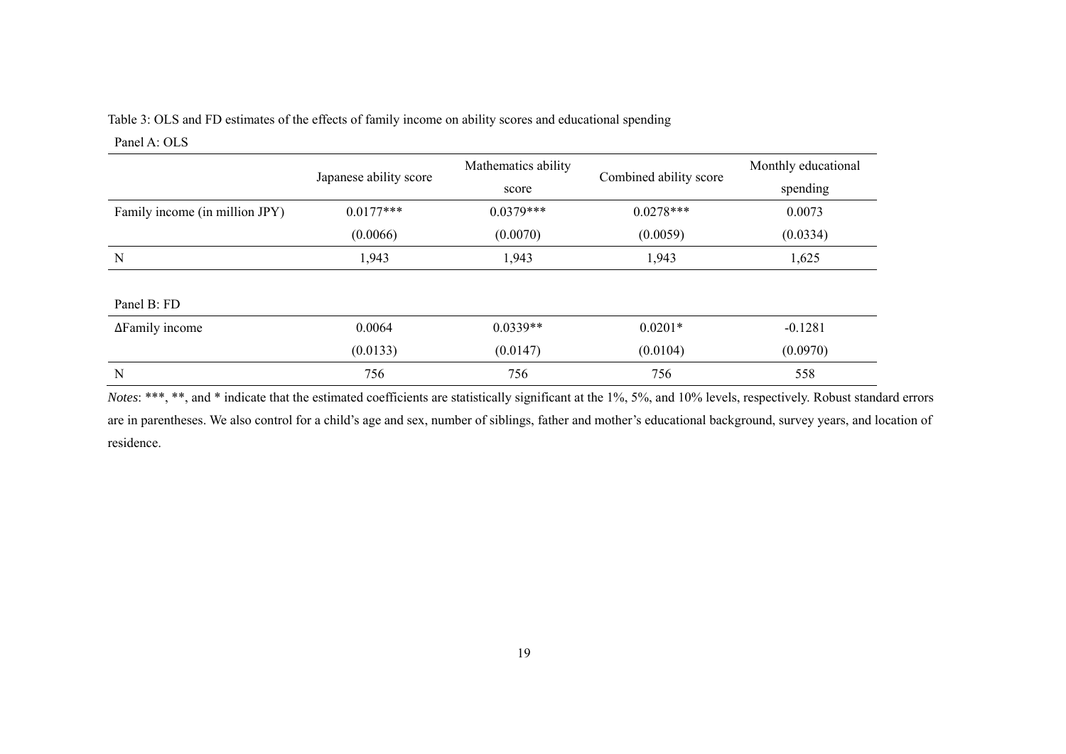Table 3: OLS and FD estimates of the effects of family income on ability scores and educational spending

Panel A: OLS

| | Japanese ability score | Mathematics ability score | Combined ability score | Monthly educational spending |
|---|---|---|---|---|
| Family income (in million JPY) | 0.0177*** | 0.0379*** | 0.0278*** | 0.0073 |
| | (0.0066) | (0.0070) | (0.0059) | (0.0334) |
| N | 1,943 | 1,943 | 1,943 | 1,625 |

Panel B: FD

| | | | | |
|---|---|---|---|---|
| ΔFamily income | 0.0064 | 0.0339** | 0.0201* | -0.1281 |
| | (0.0133) | (0.0147) | (0.0104) | (0.0970) |
| N | 756 | 756 | 756 | 558 |

*Notes*: ***, **, and * indicate that the estimated coefficients are statistically significant at the 1%, 5%, and 10% levels, respectively. Robust standard errors are in parentheses. We also control for a child's age and sex, number of siblings, father and mother's educational background, survey years, and location of residence.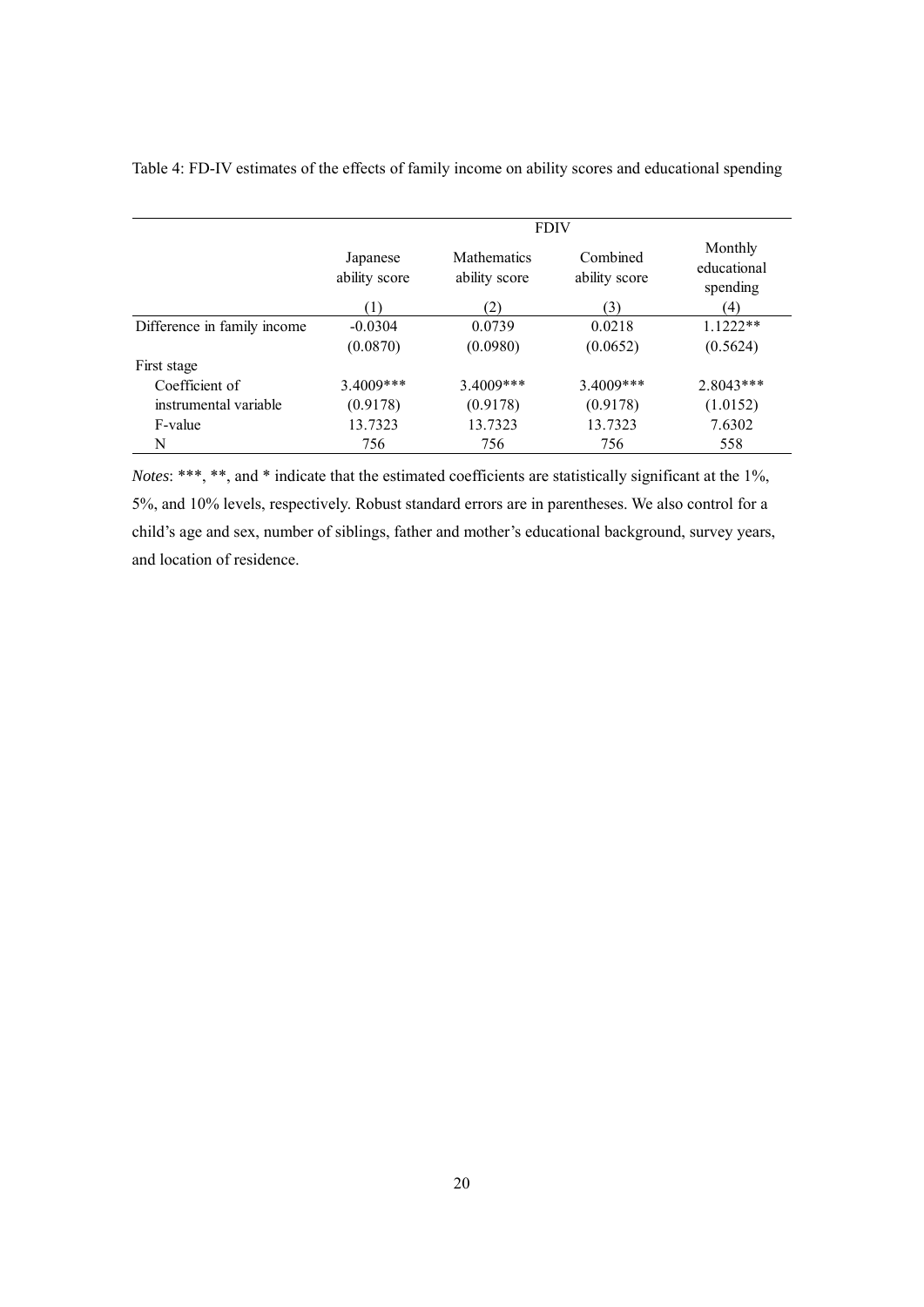Table 4: FD-IV estimates of the effects of family income on ability scores and educational spending

| | FDIV | | | |
|---|---|---|---|---|
| | Japanese ability score | Mathematics ability score | Combined ability score | Monthly educational spending |
| | (1) | (2) | (3) | (4) |
| Difference in family income | -0.0304 | 0.0739 | 0.0218 | 1.1222** |
| | (0.0870) | (0.0980) | (0.0652) | (0.5624) |
| First stage | | | | |
| Coefficient of instrumental variable | 3.4009*** | 3.4009*** | 3.4009*** | 2.8043*** |
| | (0.9178) | (0.9178) | (0.9178) | (1.0152) |
| F-value | 13.7323 | 13.7323 | 13.7323 | 7.6302 |
| N | 756 | 756 | 756 | 558 |

*Notes*: ***, **, and * indicate that the estimated coefficients are statistically significant at the 1%, 5%, and 10% levels, respectively. Robust standard errors are in parentheses. We also control for a child's age and sex, number of siblings, father and mother's educational background, survey years, and location of residence.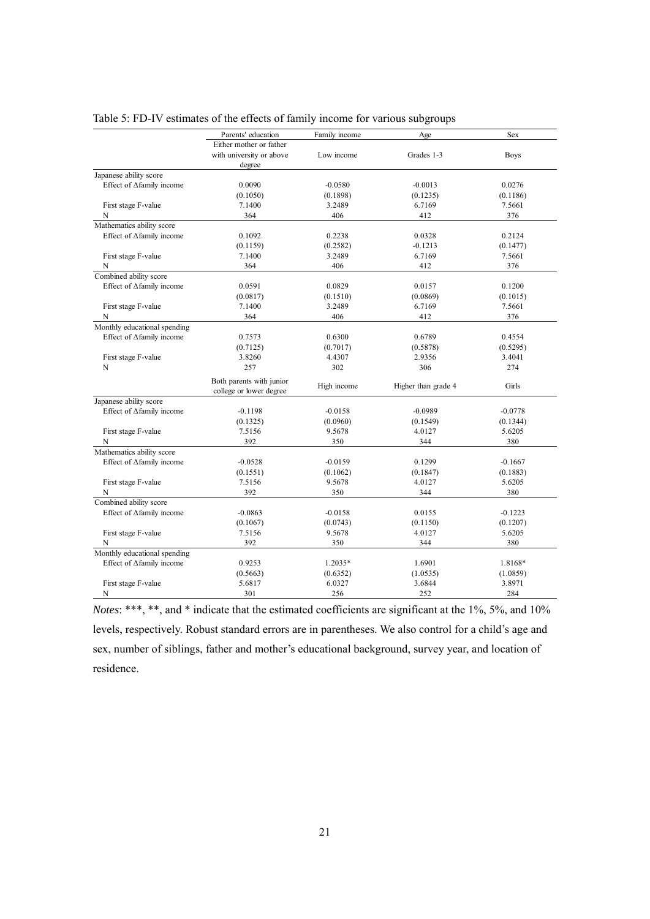Table 5: FD-IV estimates of the effects of family income for various subgroups

| | Parents' education | Family income | Age | Sex |
|---|---|---|---|---|
| | Either mother or father with university or above degree | Low income | Grades 1-3 | Boys |
| Japanese ability score | | | | |
| Effect of Δfamily income | 0.0090 | -0.0580 | -0.0013 | 0.0276 |
| | (0.1050) | (0.1898) | (0.1235) | (0.1186) |
| First stage F-value | 7.1400 | 3.2489 | 6.7169 | 7.5661 |
| N | 364 | 406 | 412 | 376 |
| Mathematics ability score | | | | |
| Effect of Δfamily income | 0.1092 | 0.2238 | 0.0328 | 0.2124 |
| | (0.1159) | (0.2582) | -0.1213 | (0.1477) |
| First stage F-value | 7.1400 | 3.2489 | 6.7169 | 7.5661 |
| N | 364 | 406 | 412 | 376 |
| Combined ability score | | | | |
| Effect of Δfamily income | 0.0591 | 0.0829 | 0.0157 | 0.1200 |
| | (0.0817) | (0.1510) | (0.0869) | (0.1015) |
| First stage F-value | 7.1400 | 3.2489 | 6.7169 | 7.5661 |
| N | 364 | 406 | 412 | 376 |
| Monthly educational spending | | | | |
| Effect of Δfamily income | 0.7573 | 0.6300 | 0.6789 | 0.4554 |
| | (0.7125) | (0.7017) | (0.5878) | (0.5295) |
| First stage F-value | 3.8260 | 4.4307 | 2.9356 | 3.4041 |
| N | 257 | 302 | 306 | 274 |
| | Both parents with junior college or lower degree | High income | Higher than grade 4 | Girls |
| Japanese ability score | | | | |
| Effect of Δfamily income | -0.1198 | -0.0158 | -0.0989 | -0.0778 |
| | (0.1325) | (0.0960) | (0.1549) | (0.1344) |
| First stage F-value | 7.5156 | 9.5678 | 4.0127 | 5.6205 |
| N | 392 | 350 | 344 | 380 |
| Mathematics ability score | | | | |
| Effect of Δfamily income | -0.0528 | -0.0159 | 0.1299 | -0.1667 |
| | (0.1551) | (0.1062) | (0.1847) | (0.1883) |
| First stage F-value | 7.5156 | 9.5678 | 4.0127 | 5.6205 |
| N | 392 | 350 | 344 | 380 |
| Combined ability score | | | | |
| Effect of Δfamily income | -0.0863 | -0.0158 | 0.0155 | -0.1223 |
| | (0.1067) | (0.0743) | (0.1150) | (0.1207) |
| First stage F-value | 7.5156 | 9.5678 | 4.0127 | 5.6205 |
| N | 392 | 350 | 344 | 380 |
| Monthly educational spending | | | | |
| Effect of Δfamily income | 0.9253 | 1.2035* | 1.6901 | 1.8168* |
| | (0.5663) | (0.6352) | (1.0535) | (1.0859) |
| First stage F-value | 5.6817 | 6.0327 | 3.6844 | 3.8971 |
| N | 301 | 256 | 252 | 284 |

*Notes*: ***, **, and * indicate that the estimated coefficients are significant at the 1%, 5%, and 10% levels, respectively. Robust standard errors are in parentheses. We also control for a child's age and sex, number of siblings, father and mother's educational background, survey year, and location of residence.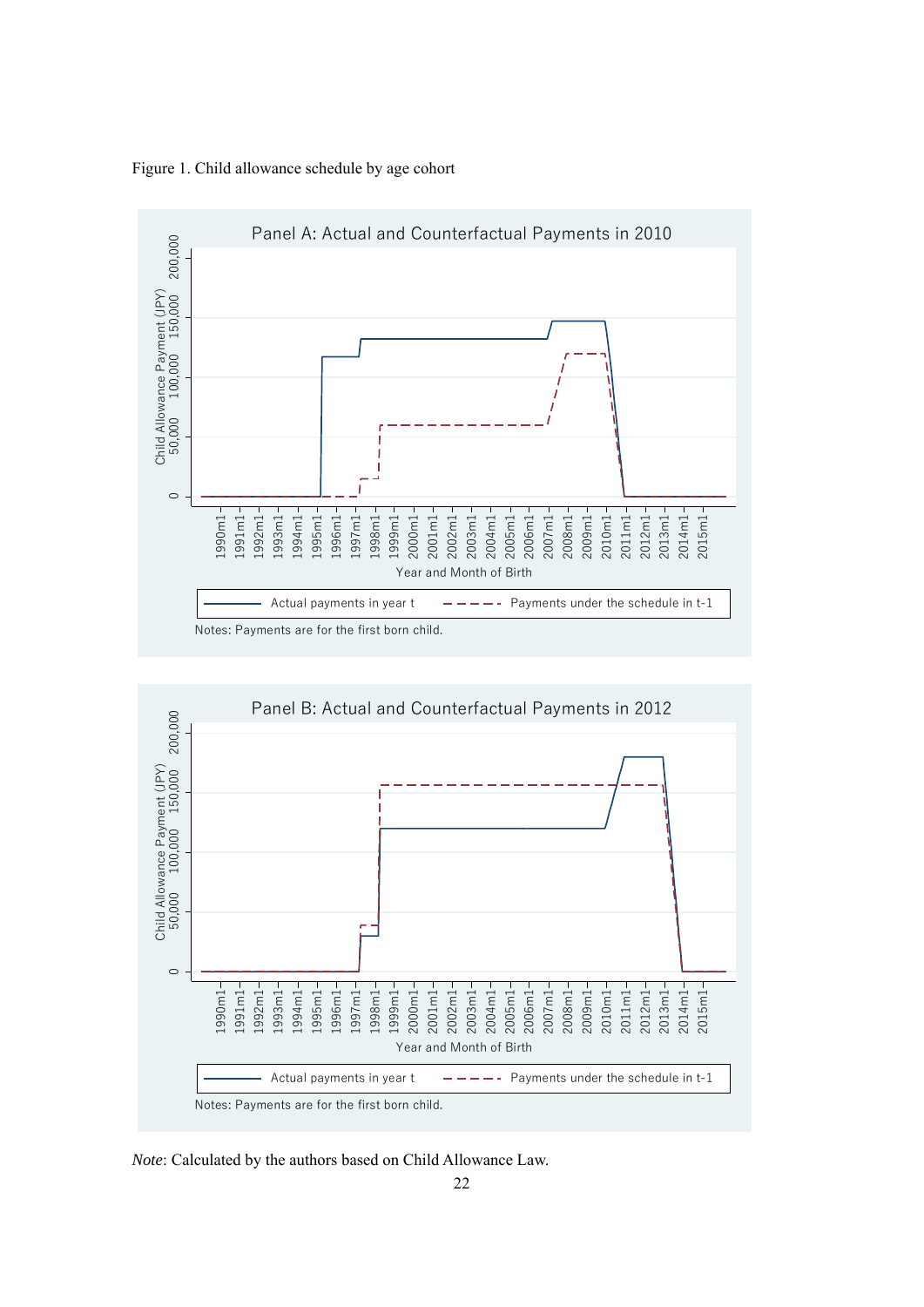Figure 1. Child allowance schedule by age cohort

*Note*: Calculated by the authors based on Child Allowance Law.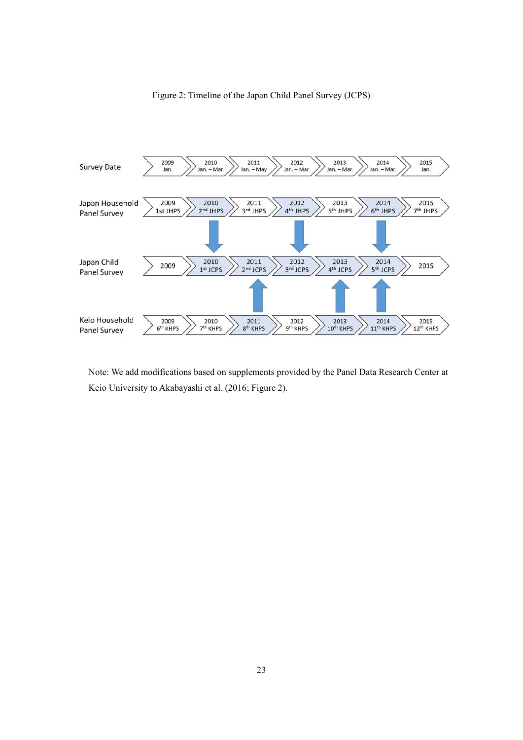Figure 2: Timeline of the Japan Child Panel Survey (JCPS)

Survey Date

2009 Jan.

2010 Jan. – Mar.

2011 Jan. – May

2012 Jan. – Mar.

2013 Jan. – Mar.

2014 Jan. – Mar.

2015 Jan.

Japan Household Panel Survey

2009 1st JHPS

2010 2nd JHPS

2011 3rd JHPS

2012 4th JHPS

2013 5th JHPS

2014 6th JHPS

2015 7th JHPS

Japan Child Panel Survey

2009

2010 1st JCPS

2011 2nd JCPS

2012 3rd JCPS

2013 4th JCPS

2014 5th JCPS

2015

Keio Household Panel Survey

2009 6th KHPS

2010 7th KHPS

2011 8th KHPS

2012 9th KHPS

2013 10th KHPS

2014 11th KHPS

2015 12th KHPS

Note: We add modifications based on supplements provided by the Panel Data Research Center at Keio University to Akabayashi et al. (2016; Figure 2).